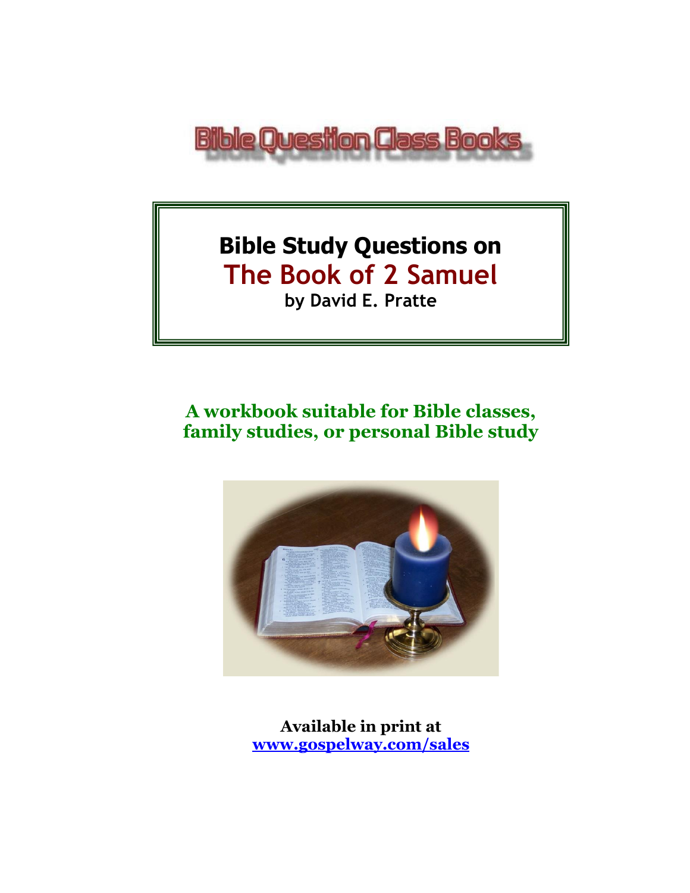Bible Question Class Books

# Bible Study Questions on

# The Book of 2 Samuel

**by David E. Pratte**

**A workbook suitable for Bible classes, family studies, or personal Bible study**

**Available in print at**
**www.gospelway.com/sales**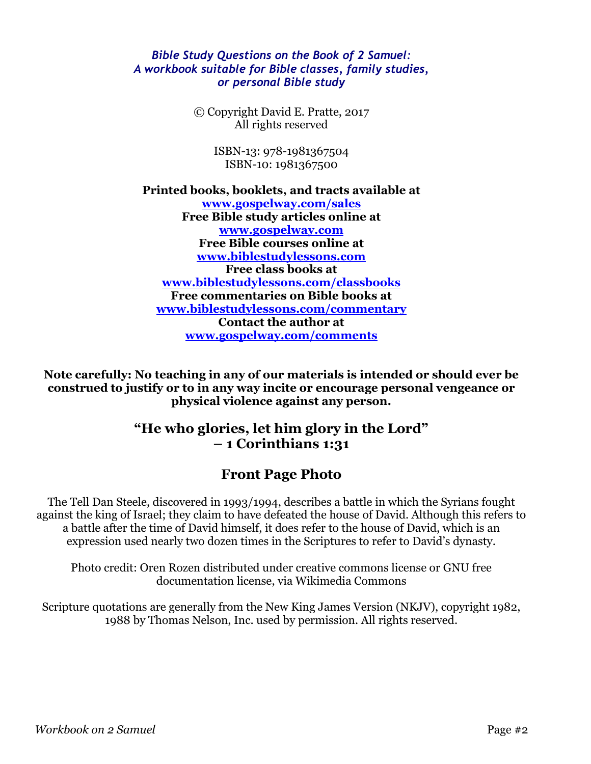*Bible Study Questions on the Book of 2 Samuel: A workbook suitable for Bible classes, family studies, or personal Bible study*

© Copyright David E. Pratte, 2017
All rights reserved

ISBN-13: 978-1981367504
ISBN-10: 1981367500

**Printed books, booklets, and tracts available at**
**[www.gospelway.com/sales](http://www.gospelway.com/sales)**
**Free Bible study articles online at**
**[www.gospelway.com](http://www.gospelway.com)**
**Free Bible courses online at**
**[www.biblestudylessons.com](http://www.biblestudylessons.com)**
**Free class books at**
**[www.biblestudylessons.com/classbooks](http://www.biblestudylessons.com/classbooks)**
**Free commentaries on Bible books at**
**[www.biblestudylessons.com/commentary](http://www.biblestudylessons.com/commentary)**
**Contact the author at**
**[www.gospelway.com/comments](http://www.gospelway.com/comments)**

**Note carefully: No teaching in any of our materials is intended or should ever be construed to justify or to in any way incite or encourage personal vengeance or physical violence against any person.**

## "He who glories, let him glory in the Lord" – 1 Corinthians 1:31

## Front Page Photo

The Tell Dan Steele, discovered in 1993/1994, describes a battle in which the Syrians fought against the king of Israel; they claim to have defeated the house of David. Although this refers to a battle after the time of David himself, it does refer to the house of David, which is an expression used nearly two dozen times in the Scriptures to refer to David's dynasty.

Photo credit: Oren Rozen distributed under creative commons license or GNU free documentation license, via Wikimedia Commons

Scripture quotations are generally from the New King James Version (NKJV), copyright 1982, 1988 by Thomas Nelson, Inc. used by permission. All rights reserved.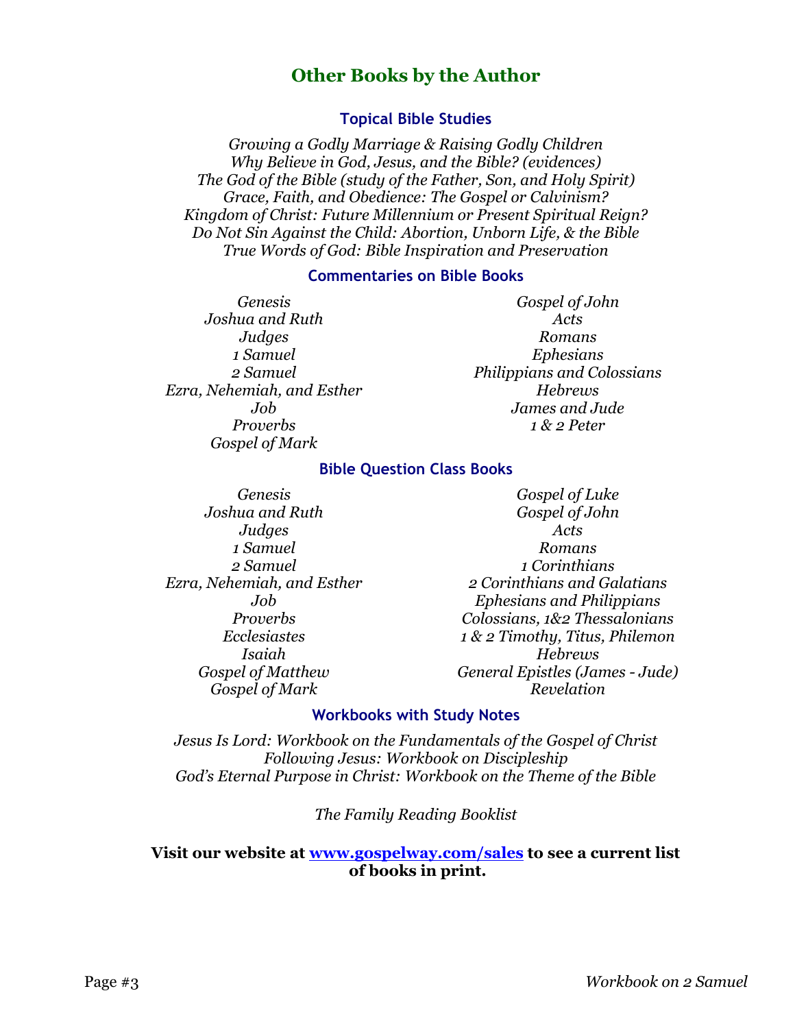## Other Books by the Author

### Topical Bible Studies

*Growing a Godly Marriage & Raising Godly Children*
*Why Believe in God, Jesus, and the Bible? (evidences)*
*The God of the Bible (study of the Father, Son, and Holy Spirit)*
*Grace, Faith, and Obedience: The Gospel or Calvinism?*
*Kingdom of Christ: Future Millennium or Present Spiritual Reign?*
*Do Not Sin Against the Child: Abortion, Unborn Life, & the Bible*
*True Words of God: Bible Inspiration and Preservation*

### Commentaries on Bible Books

*Genesis*
*Joshua and Ruth*
*Judges*
*1 Samuel*
*2 Samuel*
*Ezra, Nehemiah, and Esther*
*Job*
*Proverbs*
*Gospel of Mark*
*Gospel of John*
*Acts*
*Romans*
*Ephesians*
*Philippians and Colossians*
*Hebrews*
*James and Jude*
*1 & 2 Peter*

### Bible Question Class Books

*Genesis*
*Joshua and Ruth*
*Judges*
*1 Samuel*
*2 Samuel*
*Ezra, Nehemiah, and Esther*
*Job*
*Proverbs*
*Ecclesiastes*
*Isaiah*
*Gospel of Matthew*
*Gospel of Mark*
*Gospel of Luke*
*Gospel of John*
*Acts*
*Romans*
*1 Corinthians*
*2 Corinthians and Galatians*
*Ephesians and Philippians*
*Colossians, 1&2 Thessalonians*
*1 & 2 Timothy, Titus, Philemon*
*Hebrews*
*General Epistles (James - Jude)*
*Revelation*

### Workbooks with Study Notes

*Jesus Is Lord: Workbook on the Fundamentals of the Gospel of Christ*
*Following Jesus: Workbook on Discipleship*
*God's Eternal Purpose in Christ: Workbook on the Theme of the Bible*

*The Family Reading Booklist*

**Visit our website at [www.gospelway.com/sales](http://www.gospelway.com/sales) to see a current list of books in print.**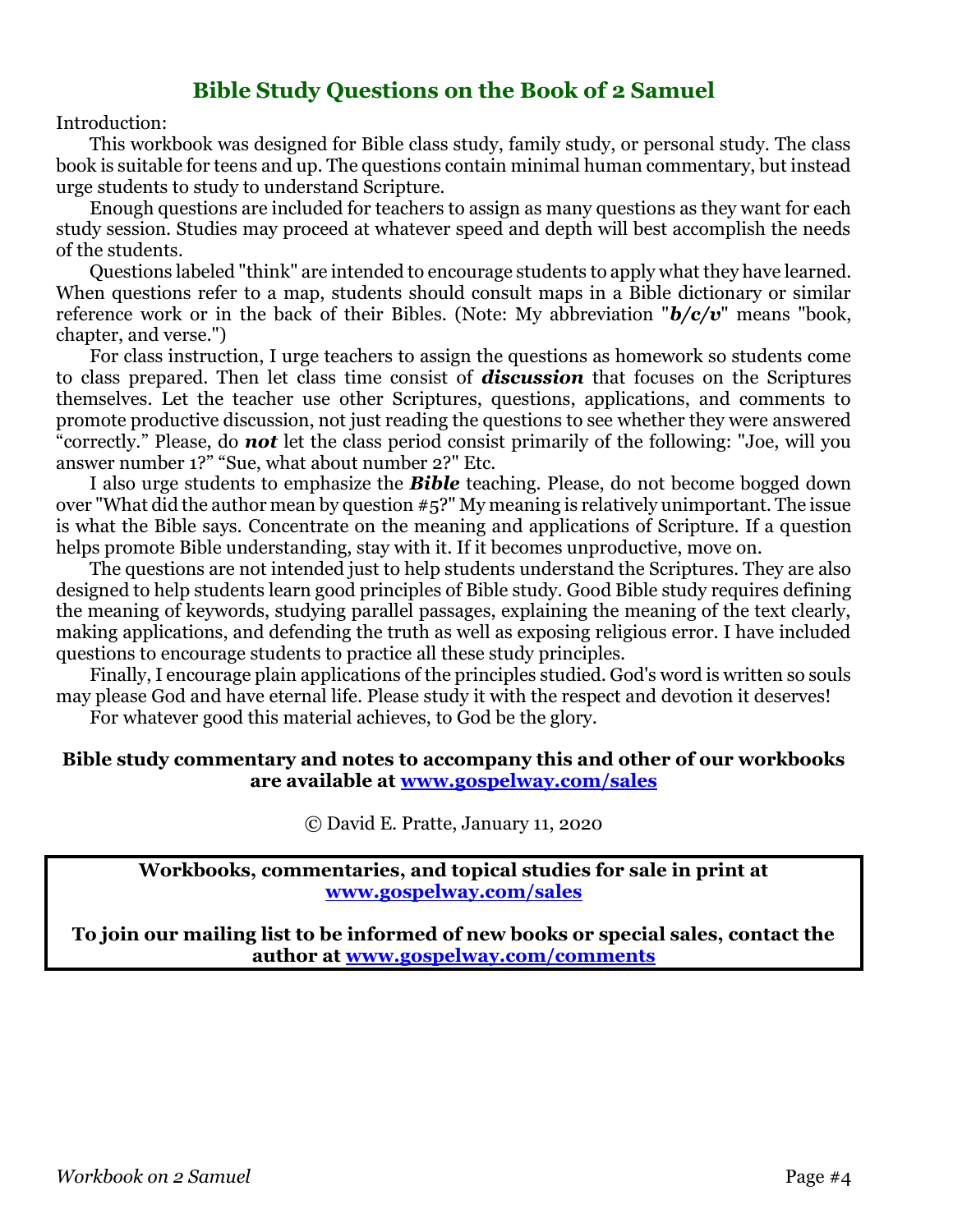# Bible Study Questions on the Book of 2 Samuel

Introduction:

This workbook was designed for Bible class study, family study, or personal study. The class book is suitable for teens and up. The questions contain minimal human commentary, but instead urge students to study to understand Scripture.

Enough questions are included for teachers to assign as many questions as they want for each study session. Studies may proceed at whatever speed and depth will best accomplish the needs of the students.

Questions labeled "think" are intended to encourage students to apply what they have learned. When questions refer to a map, students should consult maps in a Bible dictionary or similar reference work or in the back of their Bibles. (Note: My abbreviation "***b/c/v***" means "book, chapter, and verse.")

For class instruction, I urge teachers to assign the questions as homework so students come to class prepared. Then let class time consist of ***discussion*** that focuses on the Scriptures themselves. Let the teacher use other Scriptures, questions, applications, and comments to promote productive discussion, not just reading the questions to see whether they were answered "correctly." Please, do ***not*** let the class period consist primarily of the following: "Joe, will you answer number 1?" "Sue, what about number 2?" Etc.

I also urge students to emphasize the ***Bible*** teaching. Please, do not become bogged down over "What did the author mean by question #5?" My meaning is relatively unimportant. The issue is what the Bible says. Concentrate on the meaning and applications of Scripture. If a question helps promote Bible understanding, stay with it. If it becomes unproductive, move on.

The questions are not intended just to help students understand the Scriptures. They are also designed to help students learn good principles of Bible study. Good Bible study requires defining the meaning of keywords, studying parallel passages, explaining the meaning of the text clearly, making applications, and defending the truth as well as exposing religious error. I have included questions to encourage students to practice all these study principles.

Finally, I encourage plain applications of the principles studied. God's word is written so souls may please God and have eternal life. Please study it with the respect and devotion it deserves!

For whatever good this material achieves, to God be the glory.

**Bible study commentary and notes to accompany this and other of our workbooks are available at [www.gospelway.com/sales](www.gospelway.com/sales)**

© David E. Pratte, January 11, 2020

**Workbooks, commentaries, and topical studies for sale in print at [www.gospelway.com/sales](www.gospelway.com/sales)**

**To join our mailing list to be informed of new books or special sales, contact the author at [www.gospelway.com/comments](www.gospelway.com/comments)**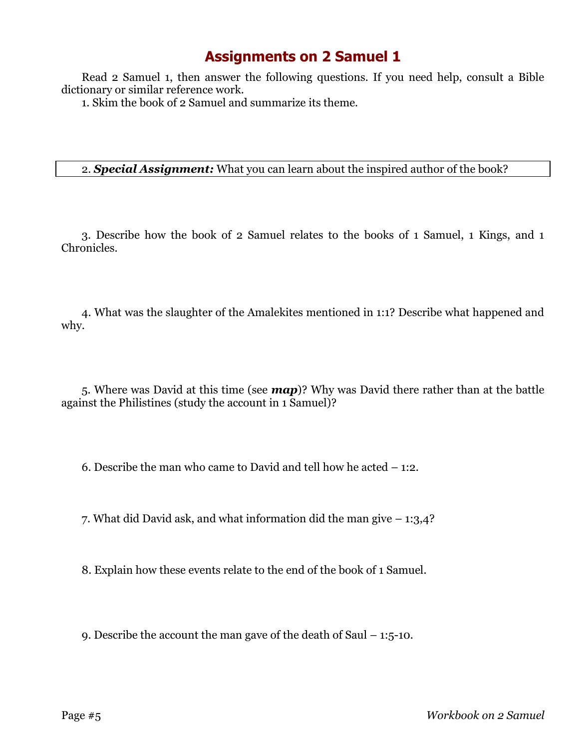# Assignments on 2 Samuel 1

Read 2 Samuel 1, then answer the following questions. If you need help, consult a Bible dictionary or similar reference work.

1. Skim the book of 2 Samuel and summarize its theme.

2. ***Special Assignment:*** What you can learn about the inspired author of the book?

3. Describe how the book of 2 Samuel relates to the books of 1 Samuel, 1 Kings, and 1 Chronicles.

4. What was the slaughter of the Amalekites mentioned in 1:1? Describe what happened and why.

5. Where was David at this time (see ***map***)? Why was David there rather than at the battle against the Philistines (study the account in 1 Samuel)?

6. Describe the man who came to David and tell how he acted – 1:2.

7. What did David ask, and what information did the man give – 1:3,4?

8. Explain how these events relate to the end of the book of 1 Samuel.

9. Describe the account the man gave of the death of Saul – 1:5-10.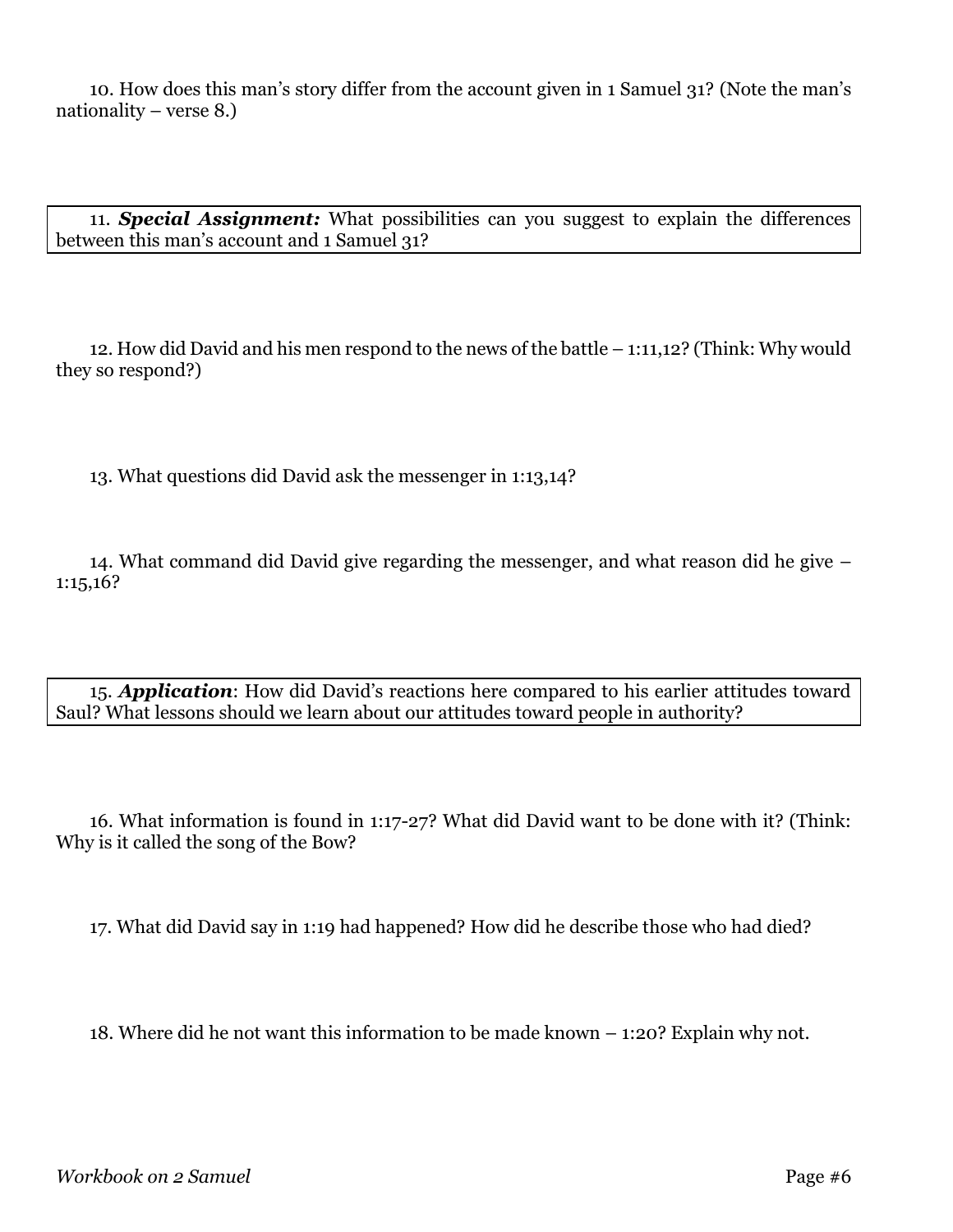10. How does this man's story differ from the account given in 1 Samuel 31? (Note the man's nationality – verse 8.)

11. ***Special Assignment:*** What possibilities can you suggest to explain the differences between this man's account and 1 Samuel 31?

12. How did David and his men respond to the news of the battle – 1:11,12? (Think: Why would they so respond?)

13. What questions did David ask the messenger in 1:13,14?

14. What command did David give regarding the messenger, and what reason did he give – 1:15,16?

15. ***Application***: How did David's reactions here compared to his earlier attitudes toward Saul? What lessons should we learn about our attitudes toward people in authority?

16. What information is found in 1:17-27? What did David want to be done with it? (Think: Why is it called the song of the Bow?

17. What did David say in 1:19 had happened? How did he describe those who had died?

18. Where did he not want this information to be made known – 1:20? Explain why not.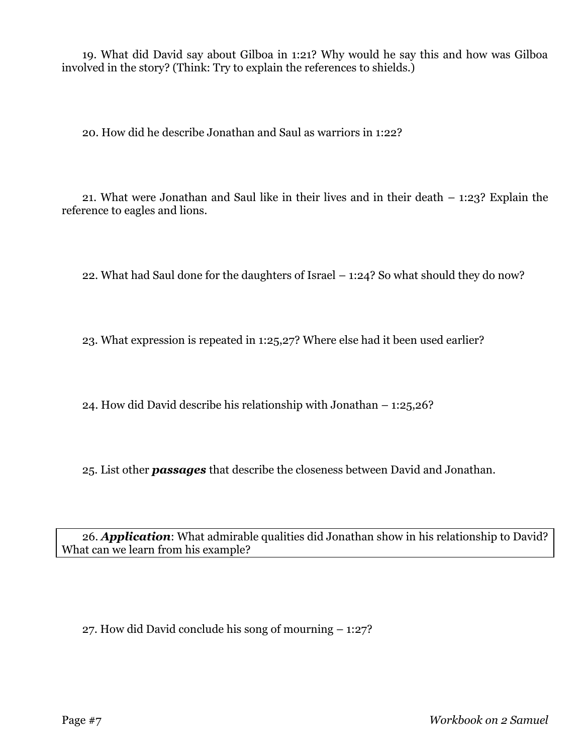19. What did David say about Gilboa in 1:21? Why would he say this and how was Gilboa involved in the story? (Think: Try to explain the references to shields.)

20. How did he describe Jonathan and Saul as warriors in 1:22?

21. What were Jonathan and Saul like in their lives and in their death – 1:23? Explain the reference to eagles and lions.

22. What had Saul done for the daughters of Israel – 1:24? So what should they do now?

23. What expression is repeated in 1:25,27? Where else had it been used earlier?

24. How did David describe his relationship with Jonathan – 1:25,26?

25. List other ***passages*** that describe the closeness between David and Jonathan.

26. ***Application***: What admirable qualities did Jonathan show in his relationship to David? What can we learn from his example?

27. How did David conclude his song of mourning – 1:27?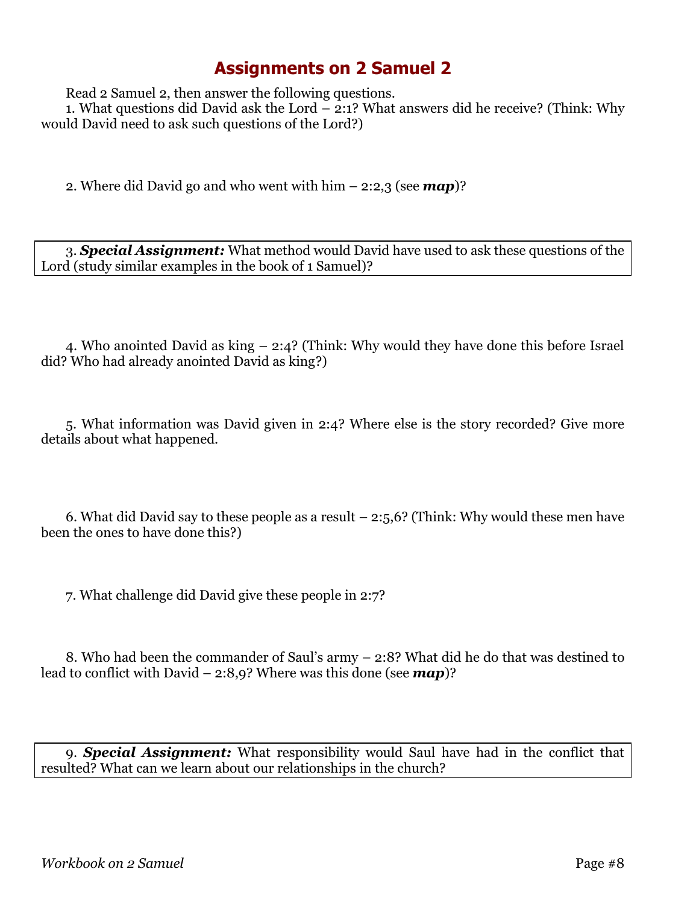# Assignments on 2 Samuel 2

Read 2 Samuel 2, then answer the following questions.

1. What questions did David ask the Lord – 2:1? What answers did he receive? (Think: Why would David need to ask such questions of the Lord?)

2. Where did David go and who went with him – 2:2,3 (see ***map***)?

3. ***Special Assignment:*** What method would David have used to ask these questions of the Lord (study similar examples in the book of 1 Samuel)?

4. Who anointed David as king – 2:4? (Think: Why would they have done this before Israel did? Who had already anointed David as king?)

5. What information was David given in 2:4? Where else is the story recorded? Give more details about what happened.

6. What did David say to these people as a result – 2:5,6? (Think: Why would these men have been the ones to have done this?)

7. What challenge did David give these people in 2:7?

8. Who had been the commander of Saul's army – 2:8? What did he do that was destined to lead to conflict with David – 2:8,9? Where was this done (see ***map***)?

9. ***Special Assignment:*** What responsibility would Saul have had in the conflict that resulted? What can we learn about our relationships in the church?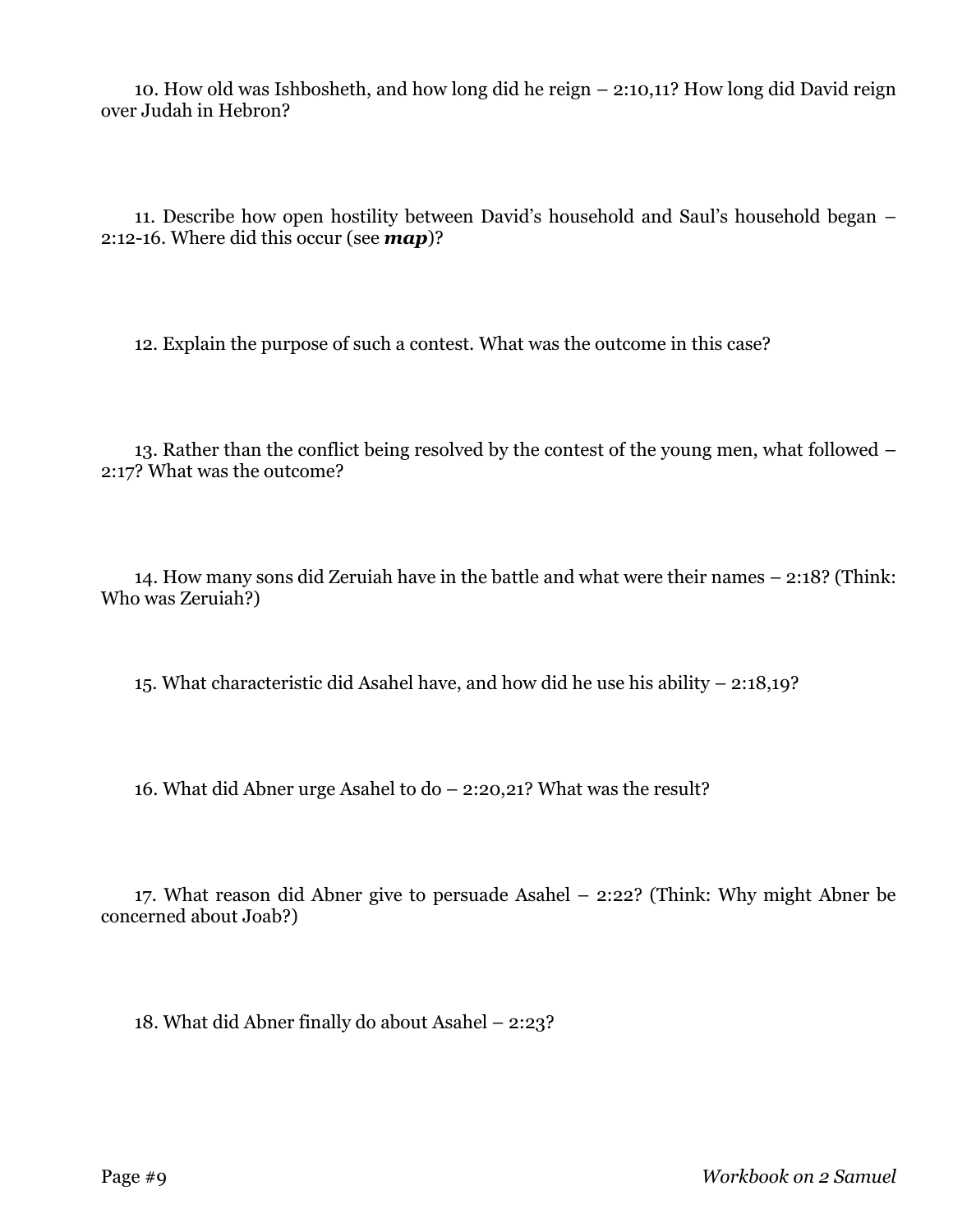10. How old was Ishbosheth, and how long did he reign – 2:10,11? How long did David reign over Judah in Hebron?

11. Describe how open hostility between David's household and Saul's household began – 2:12-16. Where did this occur (see ***map***)?

12. Explain the purpose of such a contest. What was the outcome in this case?

13. Rather than the conflict being resolved by the contest of the young men, what followed – 2:17? What was the outcome?

14. How many sons did Zeruiah have in the battle and what were their names – 2:18? (Think: Who was Zeruiah?)

15. What characteristic did Asahel have, and how did he use his ability – 2:18,19?

16. What did Abner urge Asahel to do – 2:20,21? What was the result?

17. What reason did Abner give to persuade Asahel – 2:22? (Think: Why might Abner be concerned about Joab?)

18. What did Abner finally do about Asahel – 2:23?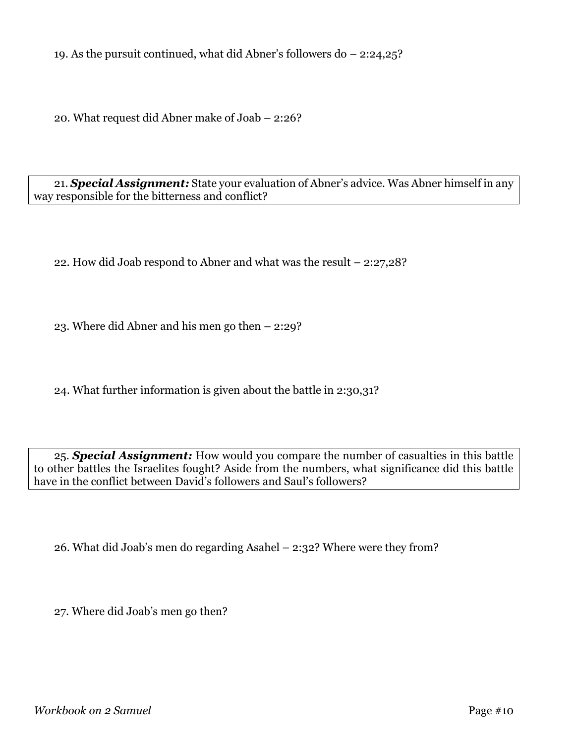19. As the pursuit continued, what did Abner's followers do – 2:24,25?

20. What request did Abner make of Joab – 2:26?

21. ***Special Assignment:*** State your evaluation of Abner's advice. Was Abner himself in any way responsible for the bitterness and conflict?

22. How did Joab respond to Abner and what was the result – 2:27,28?

23. Where did Abner and his men go then – 2:29?

24. What further information is given about the battle in 2:30,31?

25. ***Special Assignment:*** How would you compare the number of casualties in this battle to other battles the Israelites fought? Aside from the numbers, what significance did this battle have in the conflict between David's followers and Saul's followers?

26. What did Joab's men do regarding Asahel – 2:32? Where were they from?

27. Where did Joab's men go then?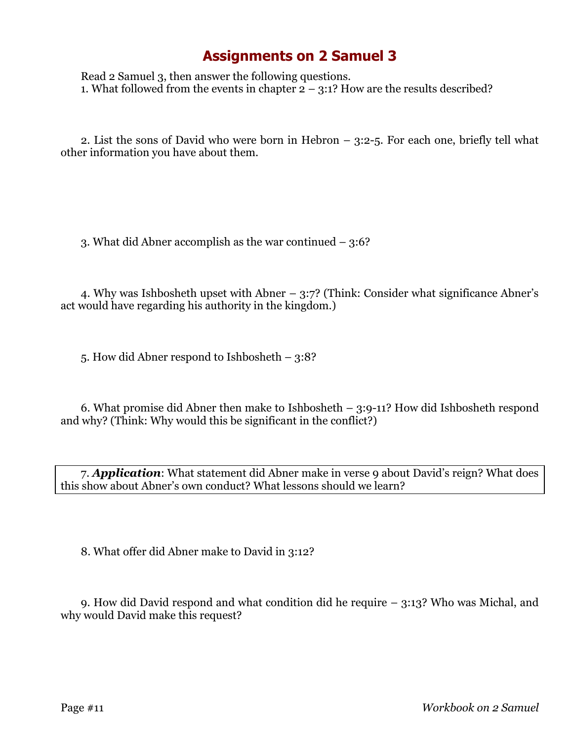# Assignments on 2 Samuel 3

Read 2 Samuel 3, then answer the following questions.

1. What followed from the events in chapter 2 – 3:1? How are the results described?

2. List the sons of David who were born in Hebron – 3:2-5. For each one, briefly tell what other information you have about them.

3. What did Abner accomplish as the war continued – 3:6?

4. Why was Ishbosheth upset with Abner – 3:7? (Think: Consider what significance Abner's act would have regarding his authority in the kingdom.)

5. How did Abner respond to Ishbosheth – 3:8?

6. What promise did Abner then make to Ishbosheth – 3:9-11? How did Ishbosheth respond and why? (Think: Why would this be significant in the conflict?)

7. ***Application***: What statement did Abner make in verse 9 about David's reign? What does this show about Abner's own conduct? What lessons should we learn?

8. What offer did Abner make to David in 3:12?

9. How did David respond and what condition did he require – 3:13? Who was Michal, and why would David make this request?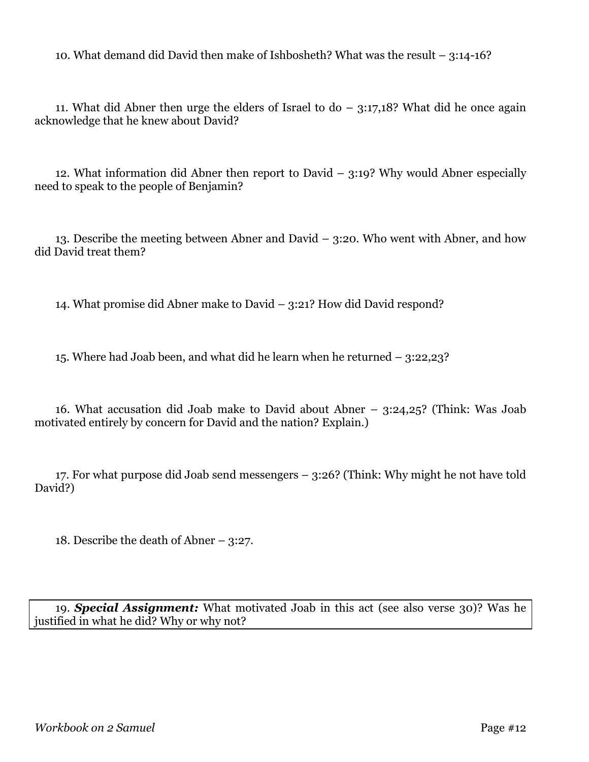10. What demand did David then make of Ishbosheth? What was the result – 3:14-16?

11. What did Abner then urge the elders of Israel to do – 3:17,18? What did he once again acknowledge that he knew about David?

12. What information did Abner then report to David – 3:19? Why would Abner especially need to speak to the people of Benjamin?

13. Describe the meeting between Abner and David – 3:20. Who went with Abner, and how did David treat them?

14. What promise did Abner make to David – 3:21? How did David respond?

15. Where had Joab been, and what did he learn when he returned – 3:22,23?

16. What accusation did Joab make to David about Abner – 3:24,25? (Think: Was Joab motivated entirely by concern for David and the nation? Explain.)

17. For what purpose did Joab send messengers – 3:26? (Think: Why might he not have told David?)

18. Describe the death of Abner – 3:27.

19. ***Special Assignment:*** What motivated Joab in this act (see also verse 30)? Was he justified in what he did? Why or why not?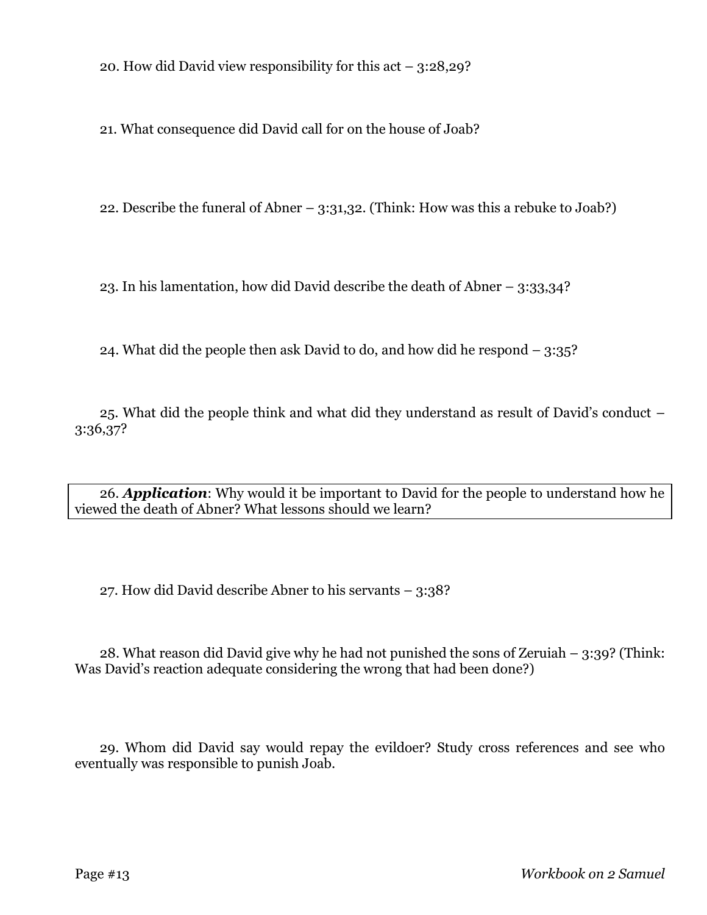20. How did David view responsibility for this act – 3:28,29?

21. What consequence did David call for on the house of Joab?

22. Describe the funeral of Abner – 3:31,32. (Think: How was this a rebuke to Joab?)

23. In his lamentation, how did David describe the death of Abner – 3:33,34?

24. What did the people then ask David to do, and how did he respond – 3:35?

25. What did the people think and what did they understand as result of David's conduct – 3:36,37?

26. ***Application***: Why would it be important to David for the people to understand how he viewed the death of Abner? What lessons should we learn?

27. How did David describe Abner to his servants – 3:38?

28. What reason did David give why he had not punished the sons of Zeruiah – 3:39? (Think: Was David's reaction adequate considering the wrong that had been done?)

29. Whom did David say would repay the evildoer? Study cross references and see who eventually was responsible to punish Joab.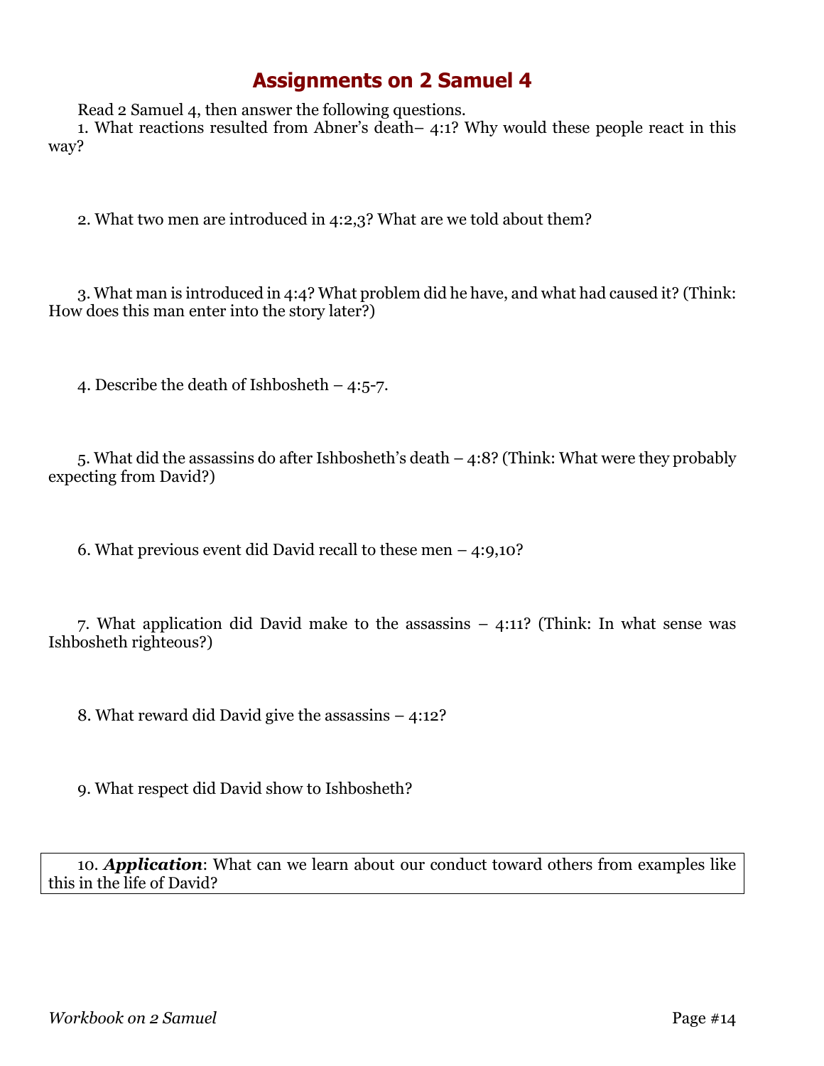# Assignments on 2 Samuel 4

Read 2 Samuel 4, then answer the following questions.

1. What reactions resulted from Abner's death– 4:1? Why would these people react in this way?

2. What two men are introduced in 4:2,3? What are we told about them?

3. What man is introduced in 4:4? What problem did he have, and what had caused it? (Think: How does this man enter into the story later?)

4. Describe the death of Ishbosheth – 4:5-7.

5. What did the assassins do after Ishbosheth's death – 4:8? (Think: What were they probably expecting from David?)

6. What previous event did David recall to these men – 4:9,10?

7. What application did David make to the assassins – 4:11? (Think: In what sense was Ishbosheth righteous?)

8. What reward did David give the assassins – 4:12?

9. What respect did David show to Ishbosheth?

10. ***Application***: What can we learn about our conduct toward others from examples like this in the life of David?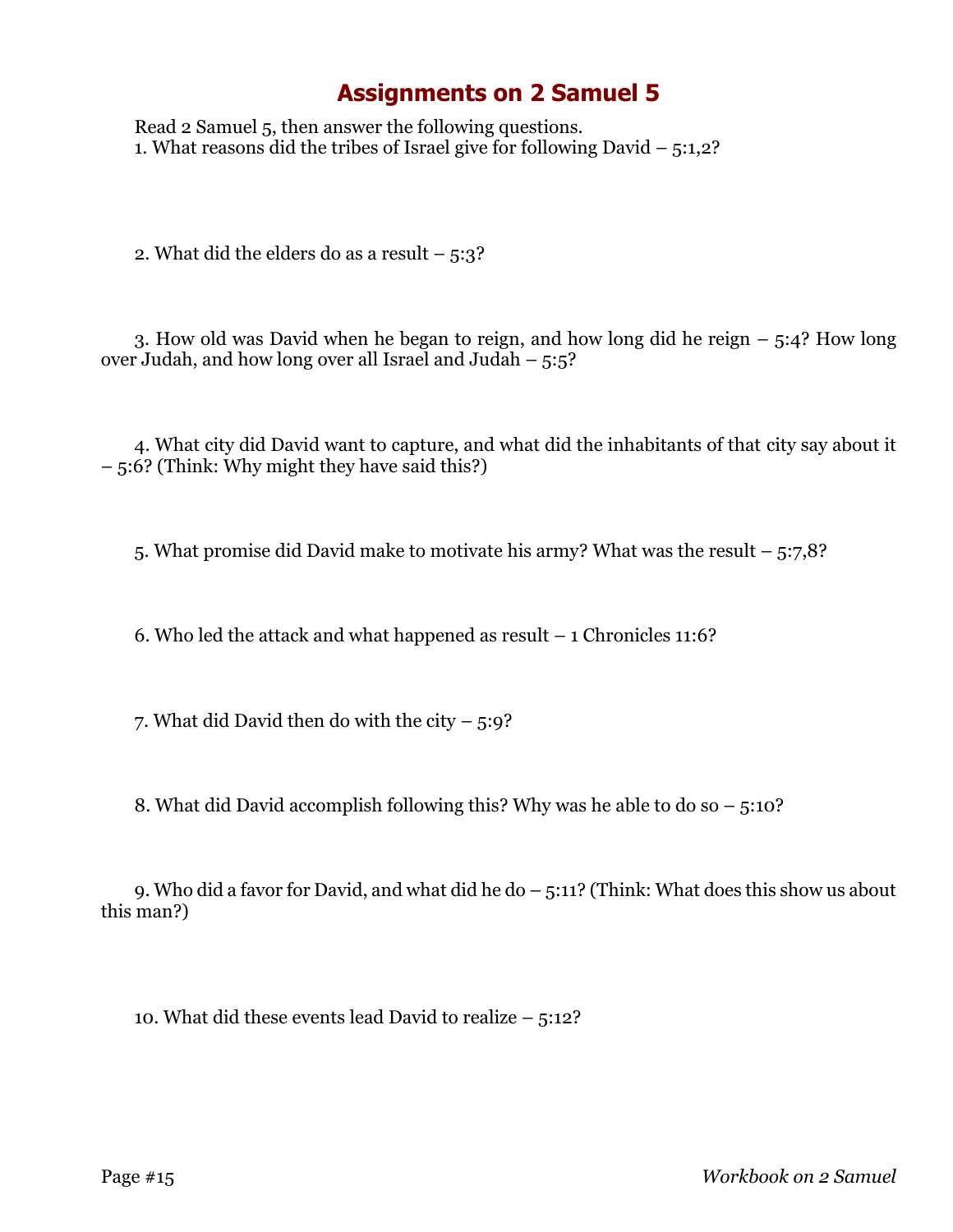# Assignments on 2 Samuel 5

Read 2 Samuel 5, then answer the following questions.

1. What reasons did the tribes of Israel give for following David – 5:1,2?

2. What did the elders do as a result – 5:3?

3. How old was David when he began to reign, and how long did he reign – 5:4? How long over Judah, and how long over all Israel and Judah – 5:5?

4. What city did David want to capture, and what did the inhabitants of that city say about it – 5:6? (Think: Why might they have said this?)

5. What promise did David make to motivate his army? What was the result – 5:7,8?

6. Who led the attack and what happened as result – 1 Chronicles 11:6?

7. What did David then do with the city – 5:9?

8. What did David accomplish following this? Why was he able to do so – 5:10?

9. Who did a favor for David, and what did he do – 5:11? (Think: What does this show us about this man?)

10. What did these events lead David to realize – 5:12?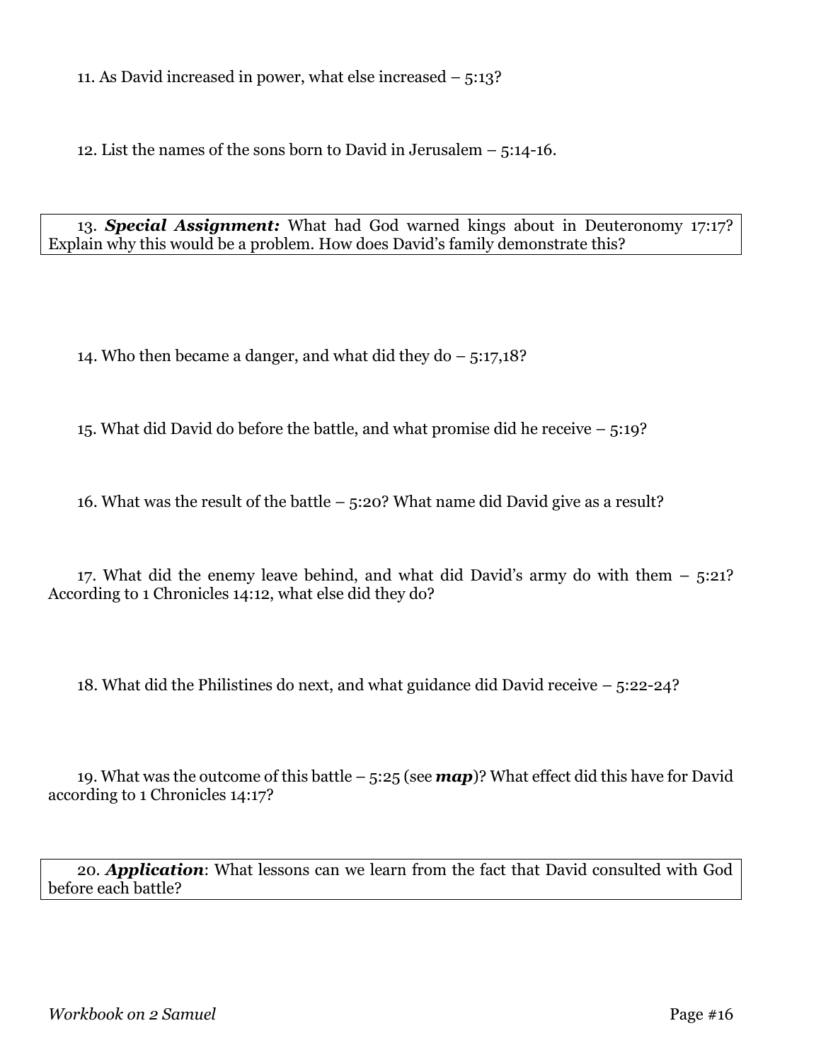11. As David increased in power, what else increased – 5:13?

12. List the names of the sons born to David in Jerusalem – 5:14-16.

13. ***Special Assignment:*** What had God warned kings about in Deuteronomy 17:17? Explain why this would be a problem. How does David's family demonstrate this?

14. Who then became a danger, and what did they do – 5:17,18?

15. What did David do before the battle, and what promise did he receive – 5:19?

16. What was the result of the battle – 5:20? What name did David give as a result?

17. What did the enemy leave behind, and what did David's army do with them – 5:21? According to 1 Chronicles 14:12, what else did they do?

18. What did the Philistines do next, and what guidance did David receive – 5:22-24?

19. What was the outcome of this battle – 5:25 (see ***map***)? What effect did this have for David according to 1 Chronicles 14:17?

20. ***Application***: What lessons can we learn from the fact that David consulted with God before each battle?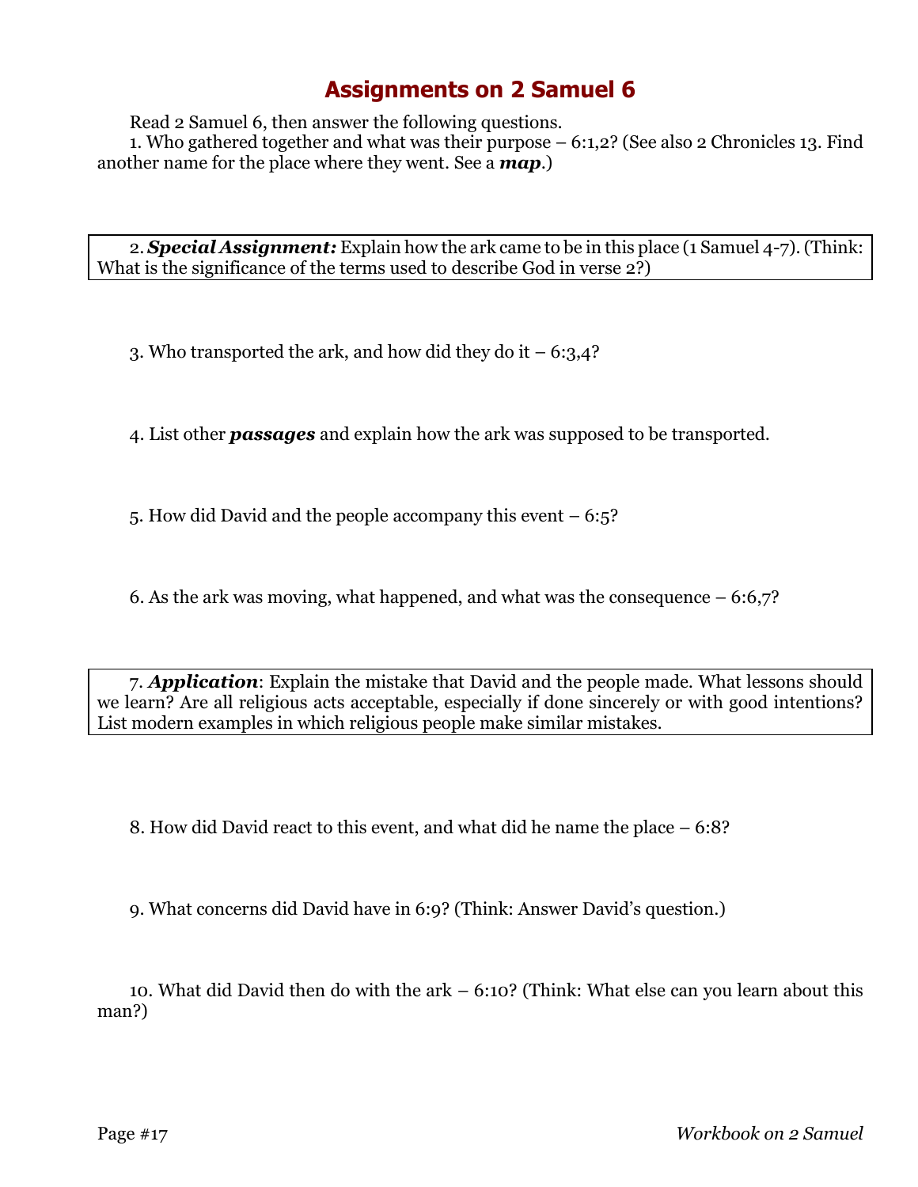# Assignments on 2 Samuel 6

Read 2 Samuel 6, then answer the following questions.

1. Who gathered together and what was their purpose – 6:1,2? (See also 2 Chronicles 13. Find another name for the place where they went. See a ***map***.)

2. ***Special Assignment:*** Explain how the ark came to be in this place (1 Samuel 4-7). (Think: What is the significance of the terms used to describe God in verse 2?)

3. Who transported the ark, and how did they do it – 6:3,4?

4. List other ***passages*** and explain how the ark was supposed to be transported.

5. How did David and the people accompany this event – 6:5?

6. As the ark was moving, what happened, and what was the consequence – 6:6,7?

7. ***Application***: Explain the mistake that David and the people made. What lessons should we learn? Are all religious acts acceptable, especially if done sincerely or with good intentions? List modern examples in which religious people make similar mistakes.

8. How did David react to this event, and what did he name the place – 6:8?

9. What concerns did David have in 6:9? (Think: Answer David's question.)

10. What did David then do with the ark – 6:10? (Think: What else can you learn about this man?)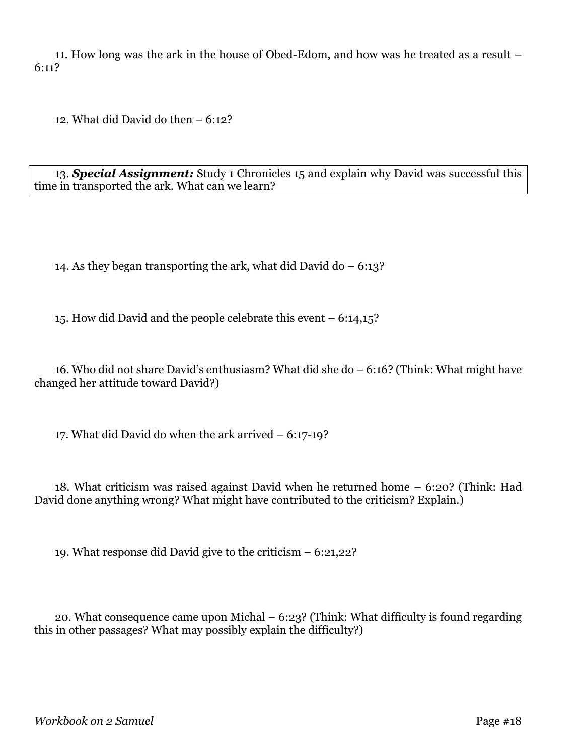11. How long was the ark in the house of Obed-Edom, and how was he treated as a result – 6:11?

12. What did David do then – 6:12?

13. ***Special Assignment:*** Study 1 Chronicles 15 and explain why David was successful this time in transported the ark. What can we learn?

14. As they began transporting the ark, what did David do – 6:13?

15. How did David and the people celebrate this event – 6:14,15?

16. Who did not share David's enthusiasm? What did she do – 6:16? (Think: What might have changed her attitude toward David?)

17. What did David do when the ark arrived – 6:17-19?

18. What criticism was raised against David when he returned home – 6:20? (Think: Had David done anything wrong? What might have contributed to the criticism? Explain.)

19. What response did David give to the criticism – 6:21,22?

20. What consequence came upon Michal – 6:23? (Think: What difficulty is found regarding this in other passages? What may possibly explain the difficulty?)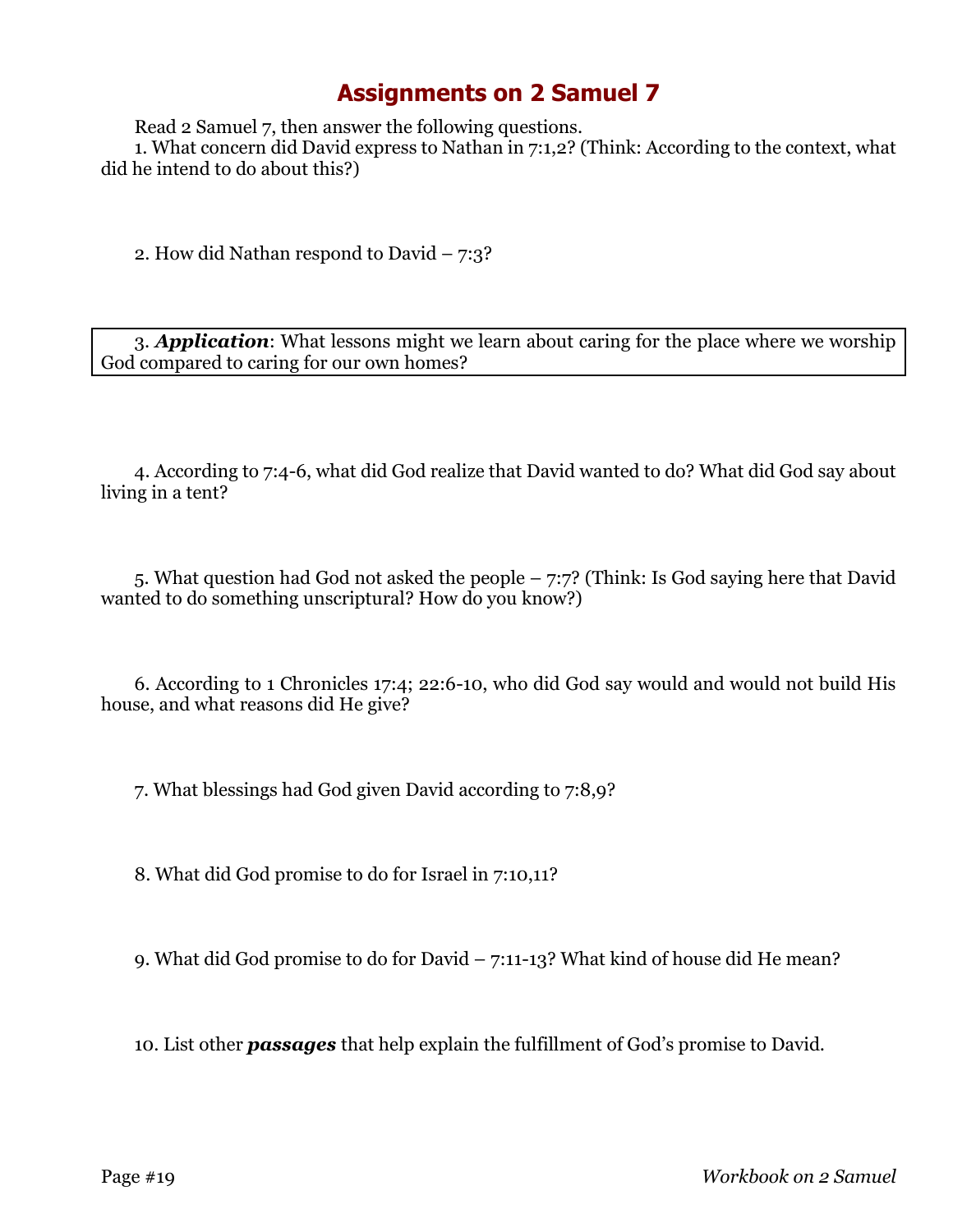# Assignments on 2 Samuel 7

Read 2 Samuel 7, then answer the following questions.

1. What concern did David express to Nathan in 7:1,2? (Think: According to the context, what did he intend to do about this?)

2. How did Nathan respond to David – 7:3?

3. ***Application***: What lessons might we learn about caring for the place where we worship God compared to caring for our own homes?

4. According to 7:4-6, what did God realize that David wanted to do? What did God say about living in a tent?

5. What question had God not asked the people – 7:7? (Think: Is God saying here that David wanted to do something unscriptural? How do you know?)

6. According to 1 Chronicles 17:4; 22:6-10, who did God say would and would not build His house, and what reasons did He give?

7. What blessings had God given David according to 7:8,9?

8. What did God promise to do for Israel in 7:10,11?

9. What did God promise to do for David – 7:11-13? What kind of house did He mean?

10. List other ***passages*** that help explain the fulfillment of God's promise to David.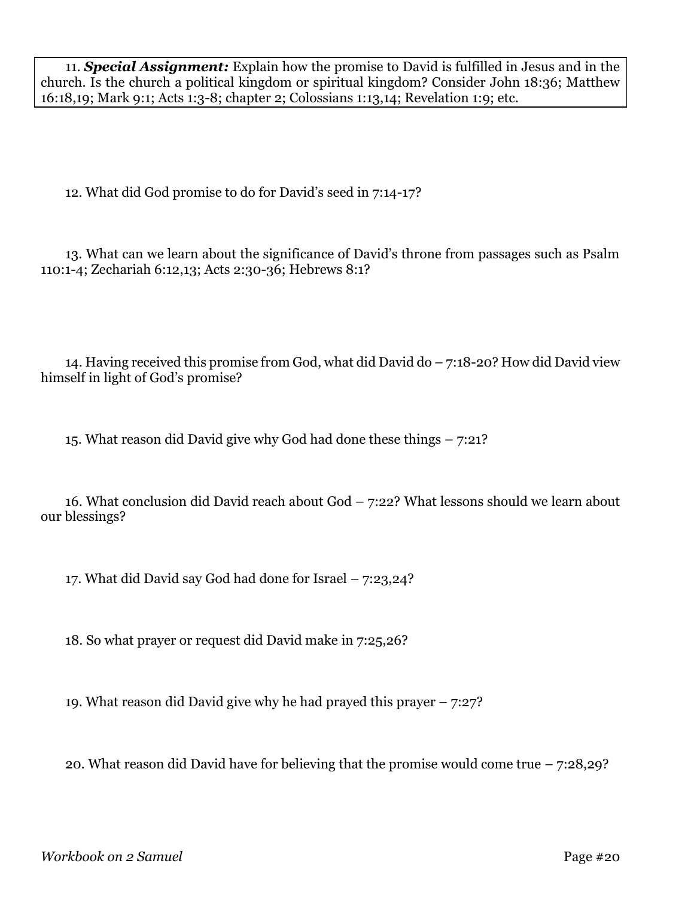11. ***Special Assignment:*** Explain how the promise to David is fulfilled in Jesus and in the church. Is the church a political kingdom or spiritual kingdom? Consider John 18:36; Matthew 16:18,19; Mark 9:1; Acts 1:3-8; chapter 2; Colossians 1:13,14; Revelation 1:9; etc.

12. What did God promise to do for David's seed in 7:14-17?

13. What can we learn about the significance of David's throne from passages such as Psalm 110:1-4; Zechariah 6:12,13; Acts 2:30-36; Hebrews 8:1?

14. Having received this promise from God, what did David do – 7:18-20? How did David view himself in light of God's promise?

15. What reason did David give why God had done these things – 7:21?

16. What conclusion did David reach about God – 7:22? What lessons should we learn about our blessings?

17. What did David say God had done for Israel – 7:23,24?

18. So what prayer or request did David make in 7:25,26?

19. What reason did David give why he had prayed this prayer – 7:27?

20. What reason did David have for believing that the promise would come true – 7:28,29?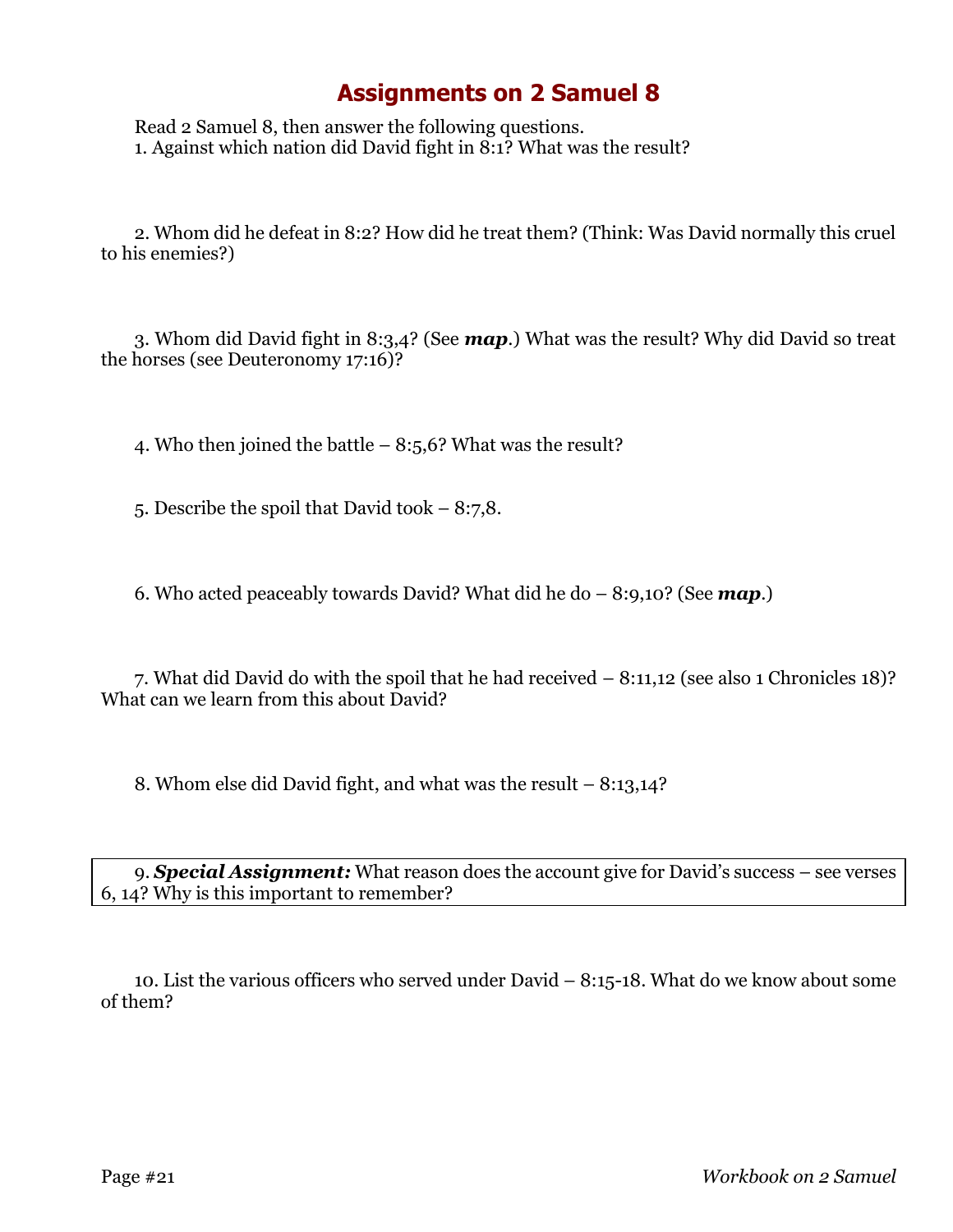# Assignments on 2 Samuel 8

Read 2 Samuel 8, then answer the following questions.

1. Against which nation did David fight in 8:1? What was the result?

2. Whom did he defeat in 8:2? How did he treat them? (Think: Was David normally this cruel to his enemies?)

3. Whom did David fight in 8:3,4? (See ***map***.) What was the result? Why did David so treat the horses (see Deuteronomy 17:16)?

4. Who then joined the battle – 8:5,6? What was the result?

5. Describe the spoil that David took – 8:7,8.

6. Who acted peaceably towards David? What did he do – 8:9,10? (See ***map***.)

7. What did David do with the spoil that he had received – 8:11,12 (see also 1 Chronicles 18)? What can we learn from this about David?

8. Whom else did David fight, and what was the result – 8:13,14?

9. ***Special Assignment:*** What reason does the account give for David's success – see verses 6, 14? Why is this important to remember?

10. List the various officers who served under David – 8:15-18. What do we know about some of them?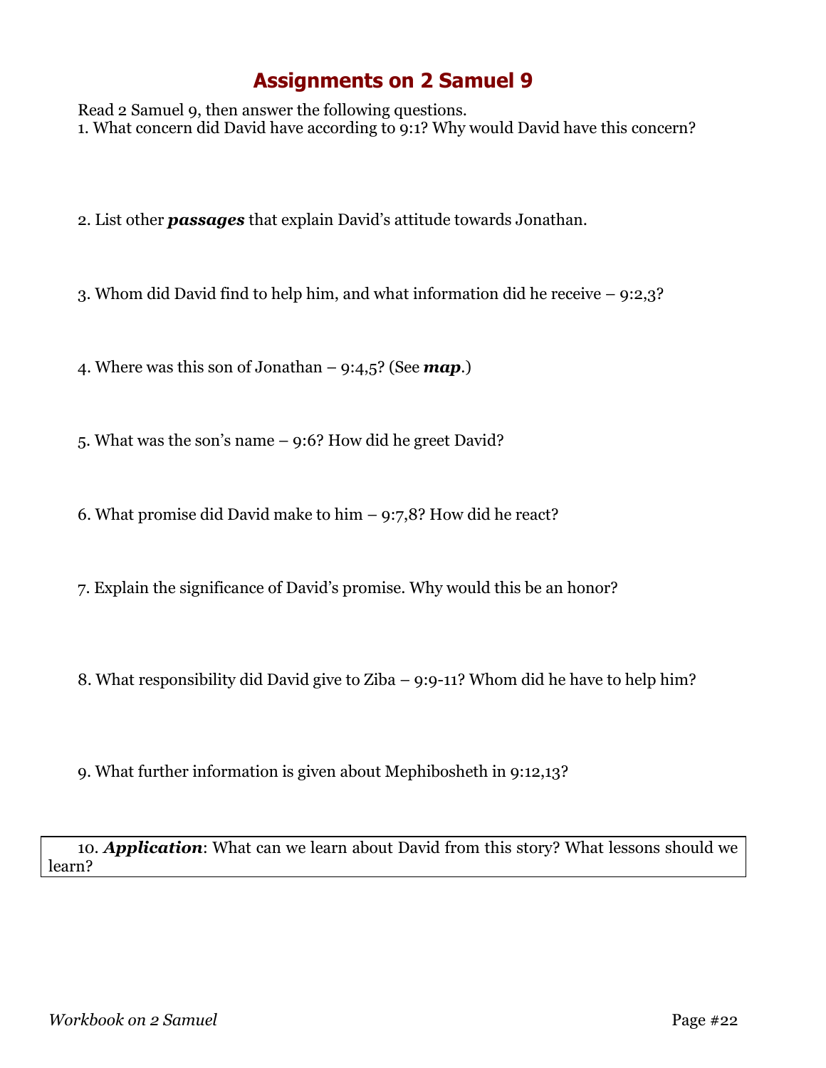# Assignments on 2 Samuel 9

Read 2 Samuel 9, then answer the following questions.

1. What concern did David have according to 9:1? Why would David have this concern?

2. List other ***passages*** that explain David's attitude towards Jonathan.

3. Whom did David find to help him, and what information did he receive – 9:2,3?

4. Where was this son of Jonathan – 9:4,5? (See ***map***.)

5. What was the son's name – 9:6? How did he greet David?

6. What promise did David make to him – 9:7,8? How did he react?

7. Explain the significance of David's promise. Why would this be an honor?

8. What responsibility did David give to Ziba – 9:9-11? Whom did he have to help him?

9. What further information is given about Mephibosheth in 9:12,13?

10. ***Application***: What can we learn about David from this story? What lessons should we learn?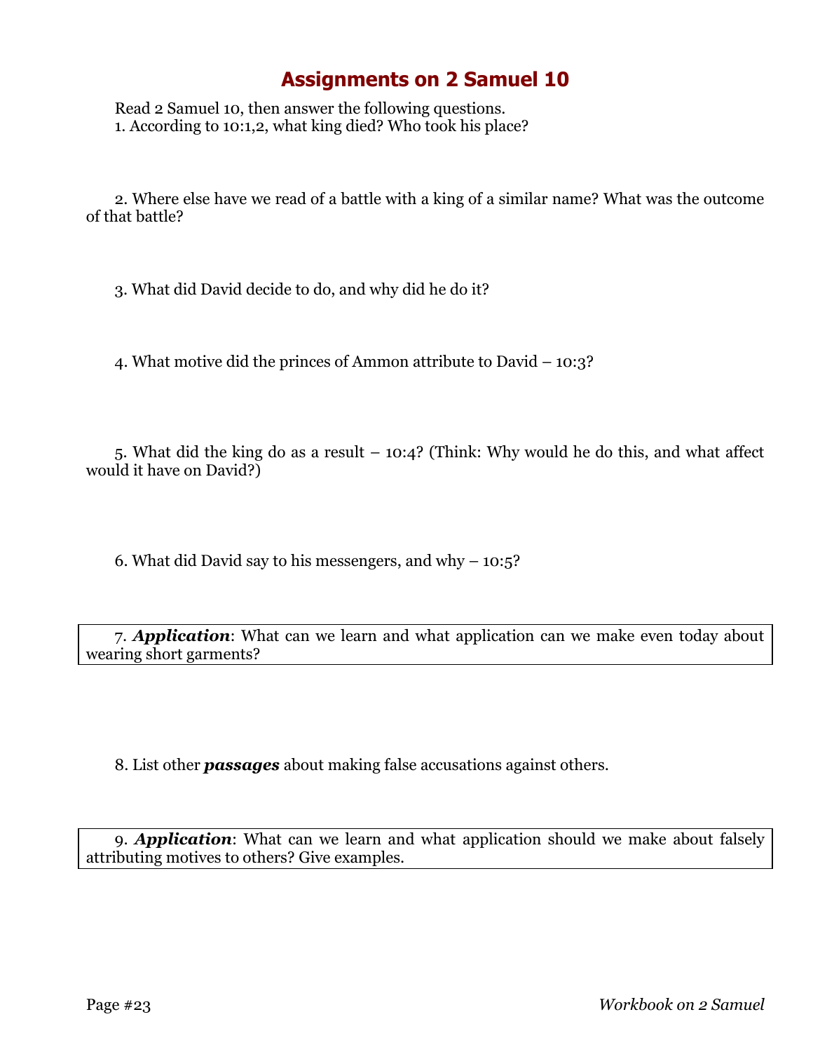# Assignments on 2 Samuel 10

Read 2 Samuel 10, then answer the following questions.

1. According to 10:1,2, what king died? Who took his place?

2. Where else have we read of a battle with a king of a similar name? What was the outcome of that battle?

3. What did David decide to do, and why did he do it?

4. What motive did the princes of Ammon attribute to David – 10:3?

5. What did the king do as a result – 10:4? (Think: Why would he do this, and what affect would it have on David?)

6. What did David say to his messengers, and why – 10:5?

7. ***Application***: What can we learn and what application can we make even today about wearing short garments?

8. List other ***passages*** about making false accusations against others.

9. ***Application***: What can we learn and what application should we make about falsely attributing motives to others? Give examples.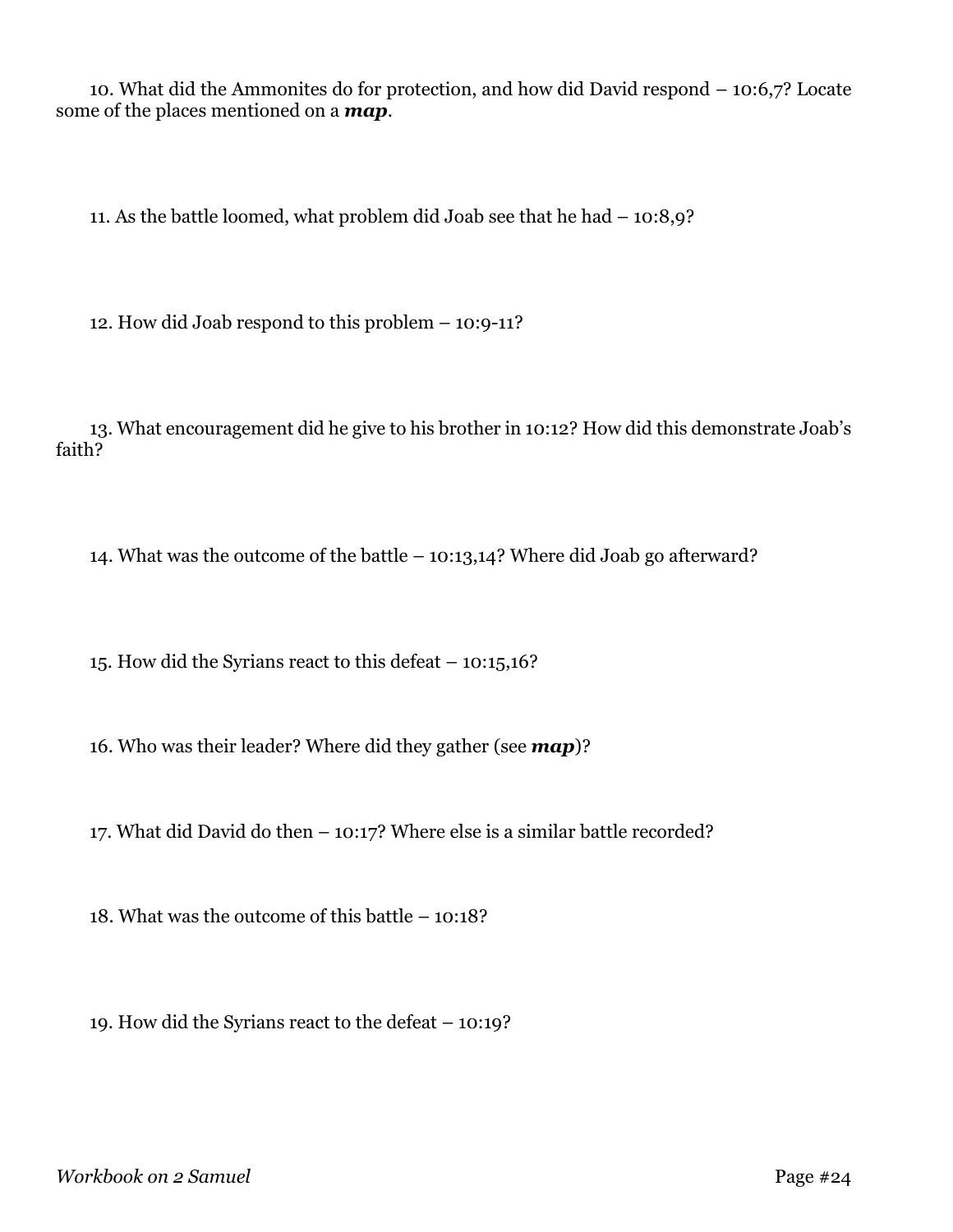10. What did the Ammonites do for protection, and how did David respond – 10:6,7? Locate some of the places mentioned on a ***map***.

11. As the battle loomed, what problem did Joab see that he had – 10:8,9?

12. How did Joab respond to this problem – 10:9-11?

13. What encouragement did he give to his brother in 10:12? How did this demonstrate Joab's faith?

14. What was the outcome of the battle – 10:13,14? Where did Joab go afterward?

15. How did the Syrians react to this defeat – 10:15,16?

16. Who was their leader? Where did they gather (see ***map***)?

17. What did David do then – 10:17? Where else is a similar battle recorded?

18. What was the outcome of this battle – 10:18?

19. How did the Syrians react to the defeat – 10:19?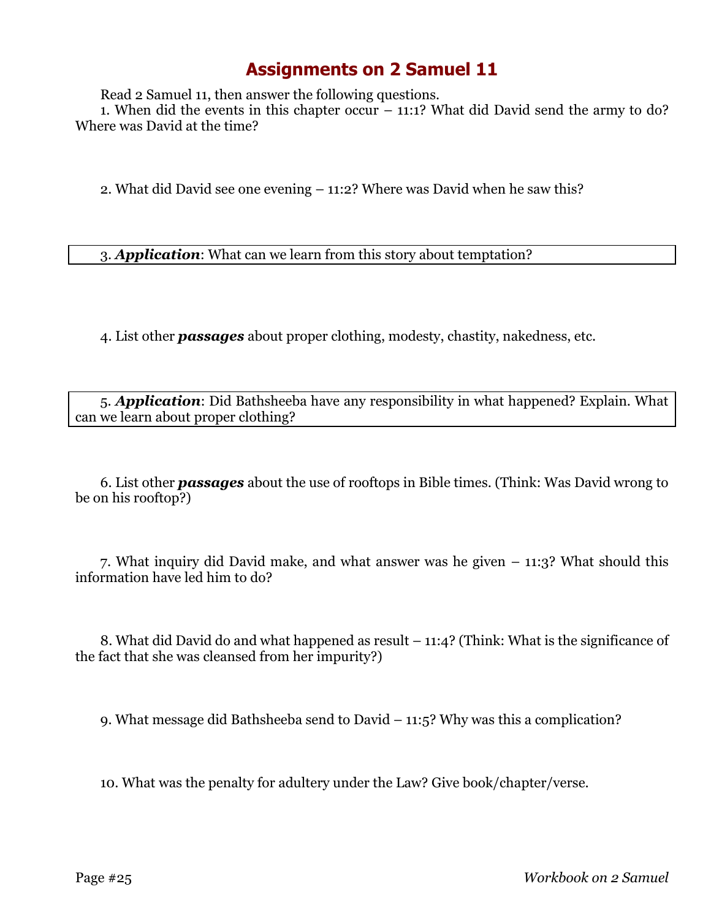# Assignments on 2 Samuel 11

Read 2 Samuel 11, then answer the following questions.

1. When did the events in this chapter occur – 11:1? What did David send the army to do? Where was David at the time?

2. What did David see one evening – 11:2? Where was David when he saw this?

3. ***Application***: What can we learn from this story about temptation?

4. List other ***passages*** about proper clothing, modesty, chastity, nakedness, etc.

5. ***Application***: Did Bathsheeba have any responsibility in what happened? Explain. What can we learn about proper clothing?

6. List other ***passages*** about the use of rooftops in Bible times. (Think: Was David wrong to be on his rooftop?)

7. What inquiry did David make, and what answer was he given – 11:3? What should this information have led him to do?

8. What did David do and what happened as result – 11:4? (Think: What is the significance of the fact that she was cleansed from her impurity?)

9. What message did Bathsheeba send to David – 11:5? Why was this a complication?

10. What was the penalty for adultery under the Law? Give book/chapter/verse.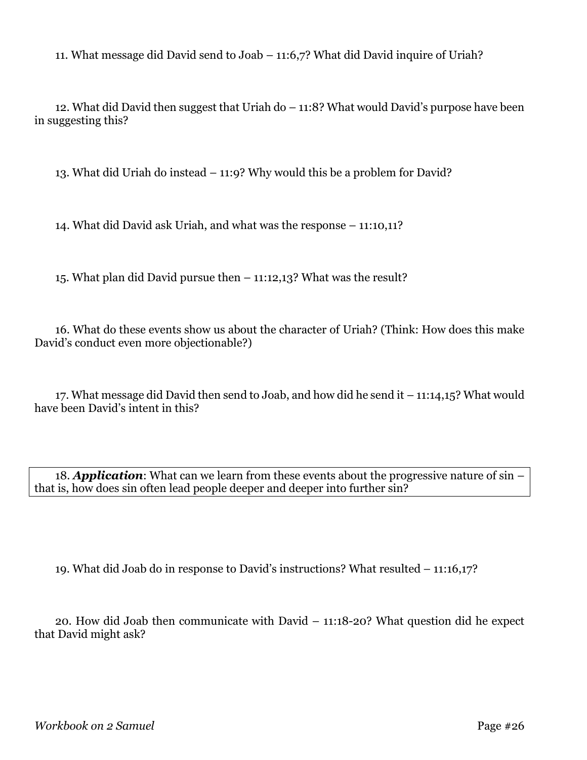11. What message did David send to Joab – 11:6,7? What did David inquire of Uriah?

12. What did David then suggest that Uriah do – 11:8? What would David's purpose have been in suggesting this?

13. What did Uriah do instead – 11:9? Why would this be a problem for David?

14. What did David ask Uriah, and what was the response – 11:10,11?

15. What plan did David pursue then – 11:12,13? What was the result?

16. What do these events show us about the character of Uriah? (Think: How does this make David's conduct even more objectionable?)

17. What message did David then send to Joab, and how did he send it – 11:14,15? What would have been David's intent in this?

18. ***Application***: What can we learn from these events about the progressive nature of sin – that is, how does sin often lead people deeper and deeper into further sin?

19. What did Joab do in response to David's instructions? What resulted – 11:16,17?

20. How did Joab then communicate with David – 11:18-20? What question did he expect that David might ask?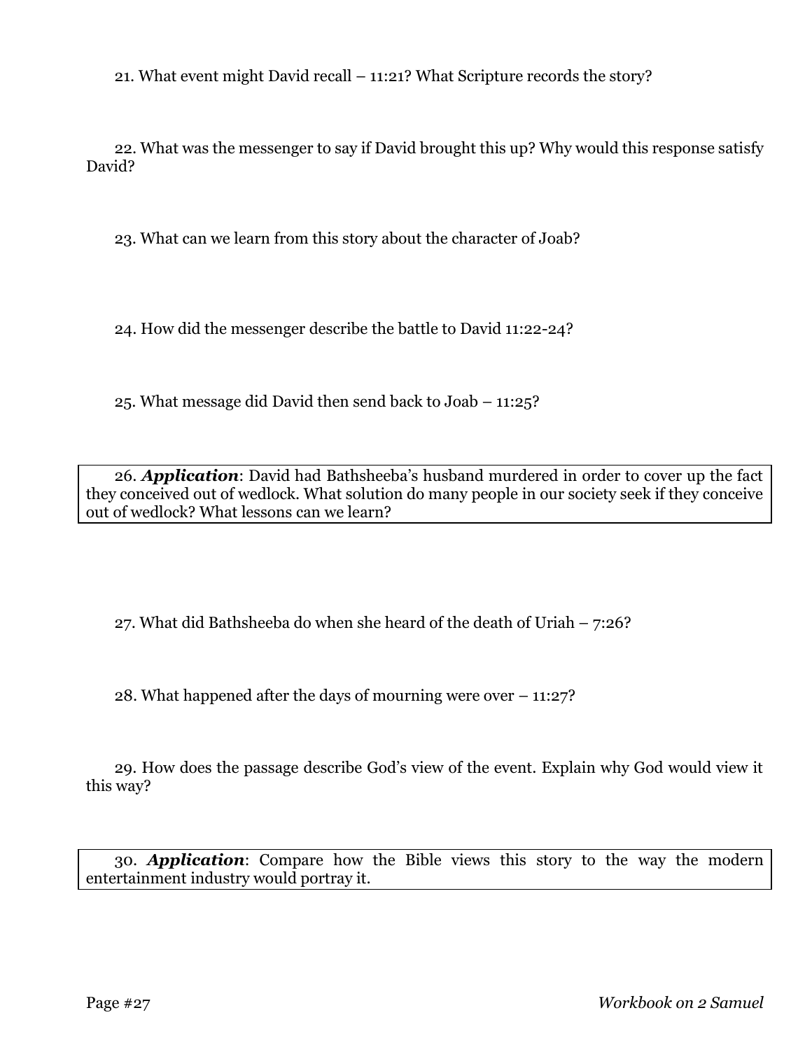21. What event might David recall – 11:21? What Scripture records the story?

22. What was the messenger to say if David brought this up? Why would this response satisfy David?

23. What can we learn from this story about the character of Joab?

24. How did the messenger describe the battle to David 11:22-24?

25. What message did David then send back to Joab – 11:25?

26. ***Application***: David had Bathsheeba's husband murdered in order to cover up the fact they conceived out of wedlock. What solution do many people in our society seek if they conceive out of wedlock? What lessons can we learn?

27. What did Bathsheeba do when she heard of the death of Uriah – 7:26?

28. What happened after the days of mourning were over – 11:27?

29. How does the passage describe God's view of the event. Explain why God would view it this way?

30. ***Application***: Compare how the Bible views this story to the way the modern entertainment industry would portray it.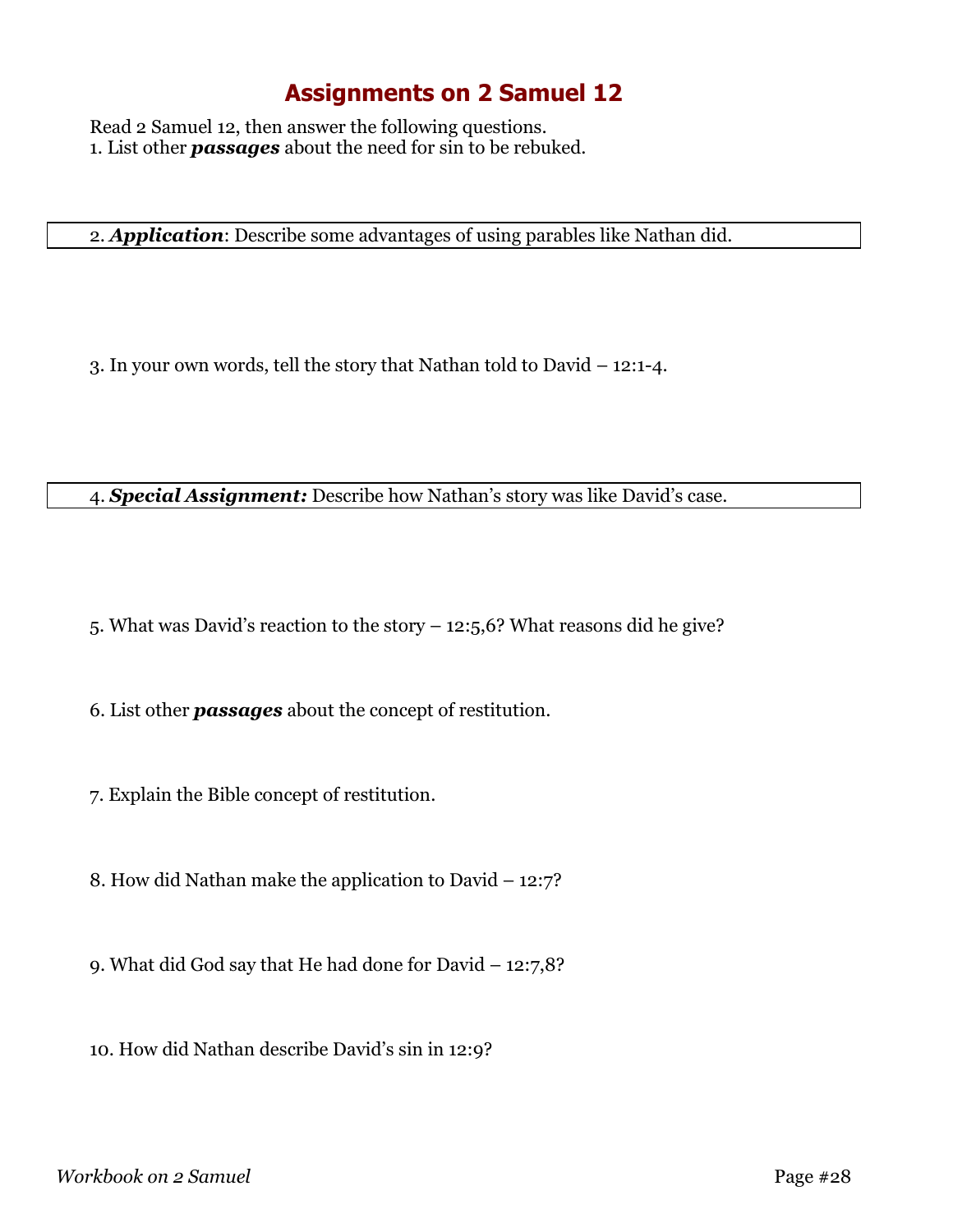# Assignments on 2 Samuel 12

Read 2 Samuel 12, then answer the following questions.

1. List other ***passages*** about the need for sin to be rebuked.

2. ***Application***: Describe some advantages of using parables like Nathan did.

3. In your own words, tell the story that Nathan told to David – 12:1-4.

4. ***Special Assignment:*** Describe how Nathan's story was like David's case.

5. What was David's reaction to the story – 12:5,6? What reasons did he give?

6. List other ***passages*** about the concept of restitution.

7. Explain the Bible concept of restitution.

8. How did Nathan make the application to David – 12:7?

9. What did God say that He had done for David – 12:7,8?

10. How did Nathan describe David's sin in 12:9?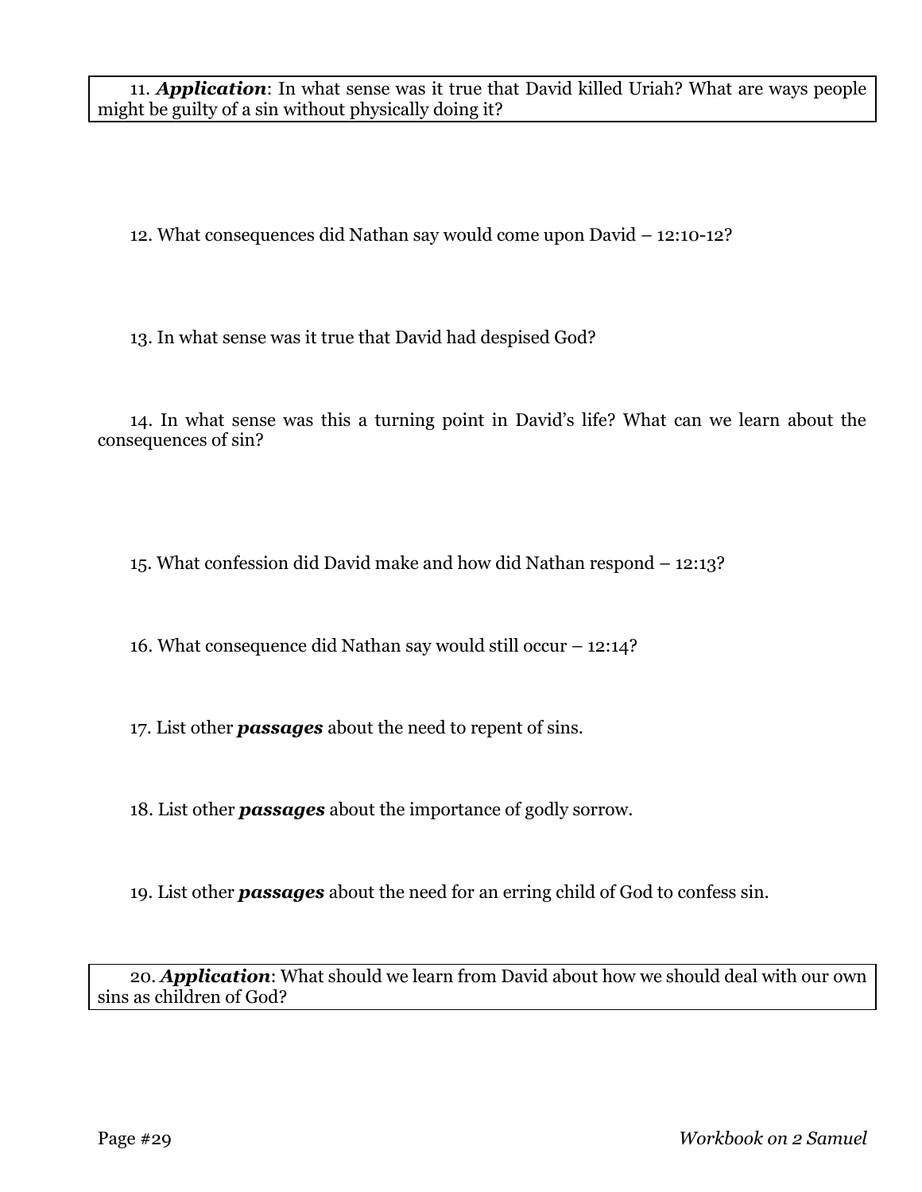11. ***Application***: In what sense was it true that David killed Uriah? What are ways people might be guilty of a sin without physically doing it?

12. What consequences did Nathan say would come upon David – 12:10-12?

13. In what sense was it true that David had despised God?

14. In what sense was this a turning point in David's life? What can we learn about the consequences of sin?

15. What confession did David make and how did Nathan respond – 12:13?

16. What consequence did Nathan say would still occur – 12:14?

17. List other ***passages*** about the need to repent of sins.

18. List other ***passages*** about the importance of godly sorrow.

19. List other ***passages*** about the need for an erring child of God to confess sin.

20. ***Application***: What should we learn from David about how we should deal with our own sins as children of God?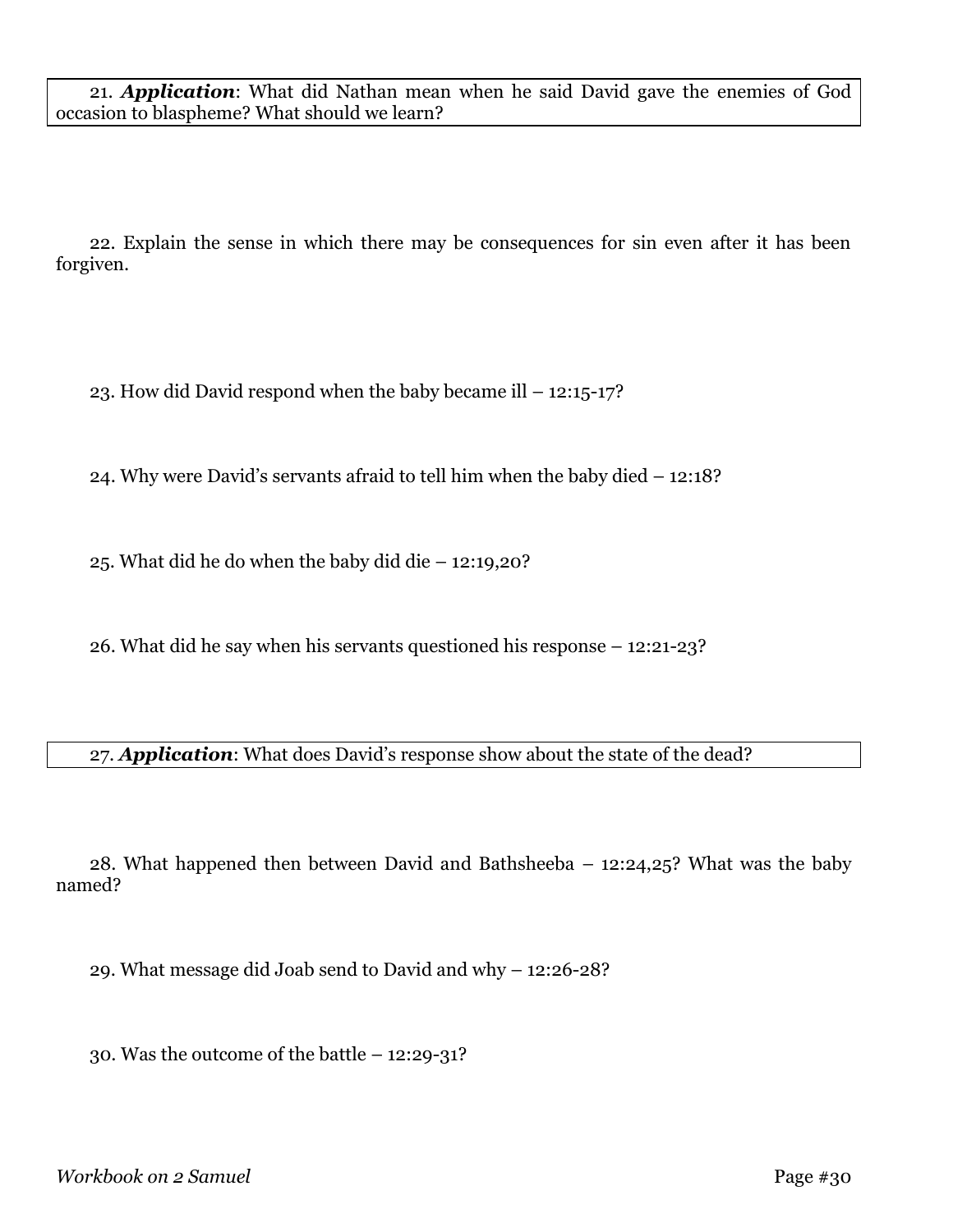21. ***Application***: What did Nathan mean when he said David gave the enemies of God occasion to blaspheme? What should we learn?

22. Explain the sense in which there may be consequences for sin even after it has been forgiven.

23. How did David respond when the baby became ill – 12:15-17?

24. Why were David's servants afraid to tell him when the baby died – 12:18?

25. What did he do when the baby did die – 12:19,20?

26. What did he say when his servants questioned his response – 12:21-23?

27. ***Application***: What does David's response show about the state of the dead?

28. What happened then between David and Bathsheeba – 12:24,25? What was the baby named?

29. What message did Joab send to David and why – 12:26-28?

30. Was the outcome of the battle – 12:29-31?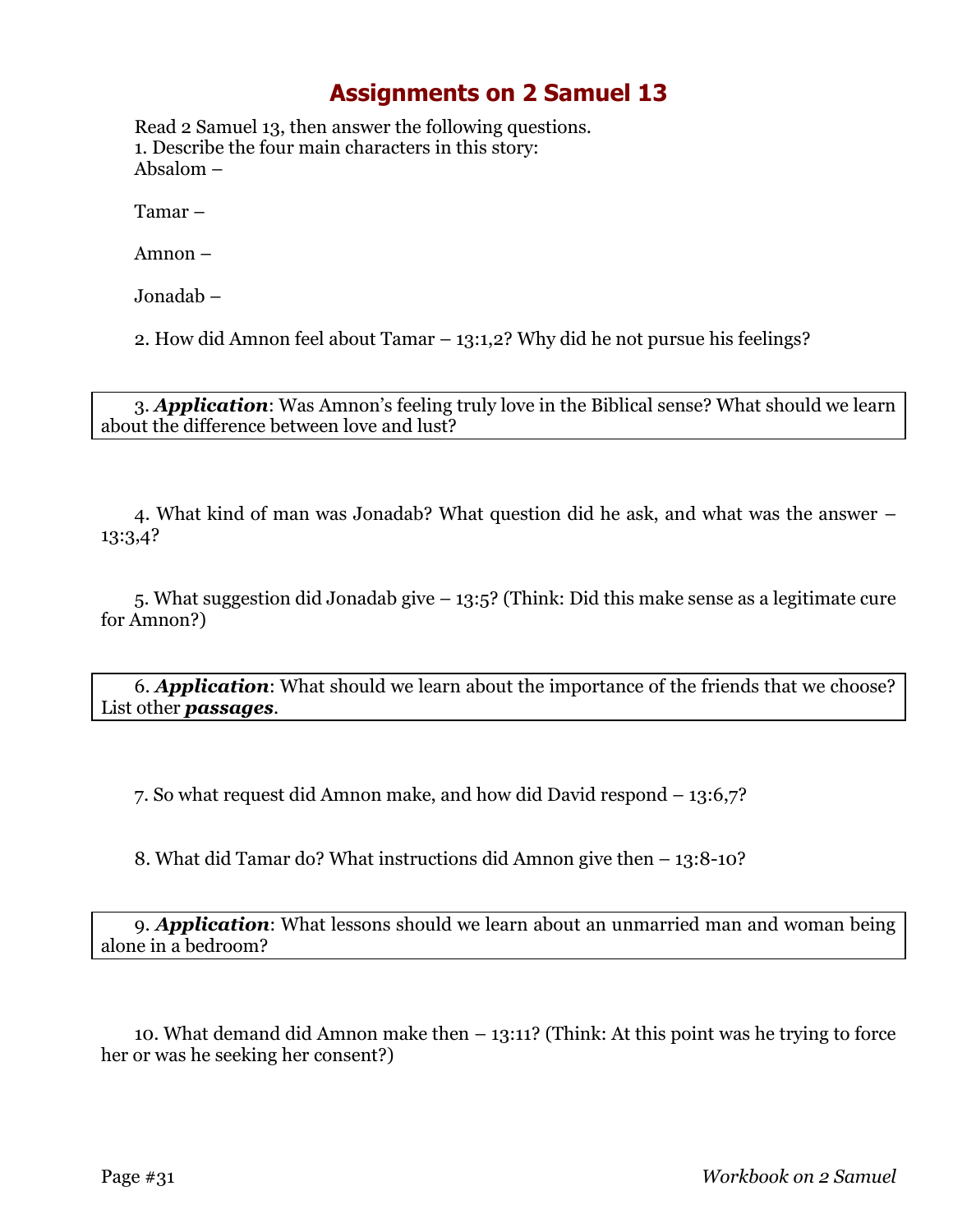# Assignments on 2 Samuel 13

Read 2 Samuel 13, then answer the following questions.

1. Describe the four main characters in this story:

Absalom –

Tamar –

Amnon –

Jonadab –

2. How did Amnon feel about Tamar – 13:1,2? Why did he not pursue his feelings?

3. ***Application***: Was Amnon's feeling truly love in the Biblical sense? What should we learn about the difference between love and lust?

4. What kind of man was Jonadab? What question did he ask, and what was the answer – 13:3,4?

5. What suggestion did Jonadab give – 13:5? (Think: Did this make sense as a legitimate cure for Amnon?)

6. ***Application***: What should we learn about the importance of the friends that we choose? List other ***passages***.

7. So what request did Amnon make, and how did David respond – 13:6,7?

8. What did Tamar do? What instructions did Amnon give then – 13:8-10?

9. ***Application***: What lessons should we learn about an unmarried man and woman being alone in a bedroom?

10. What demand did Amnon make then – 13:11? (Think: At this point was he trying to force her or was he seeking her consent?)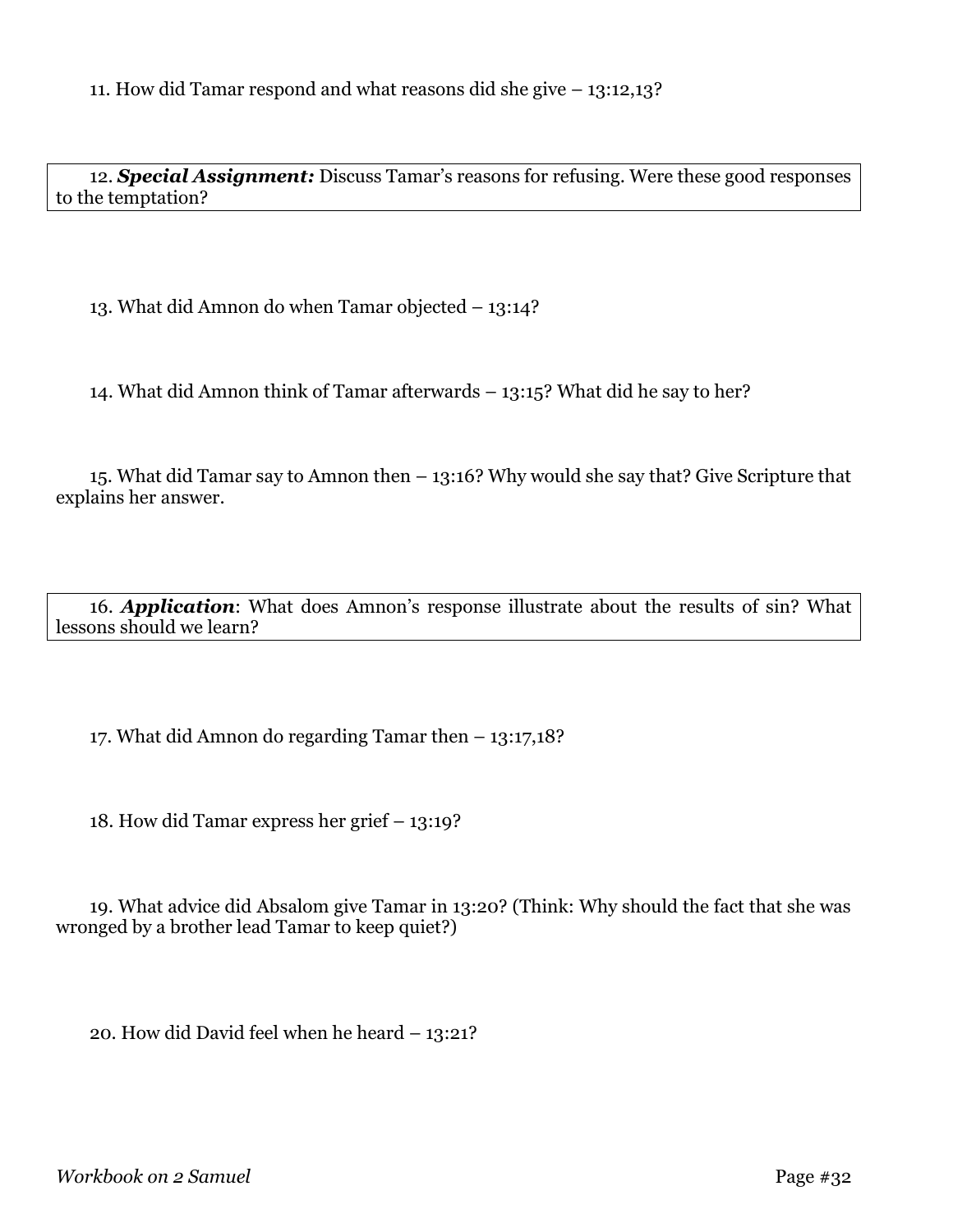11. How did Tamar respond and what reasons did she give – 13:12,13?

12. ***Special Assignment:*** Discuss Tamar's reasons for refusing. Were these good responses to the temptation?

13. What did Amnon do when Tamar objected – 13:14?

14. What did Amnon think of Tamar afterwards – 13:15? What did he say to her?

15. What did Tamar say to Amnon then – 13:16? Why would she say that? Give Scripture that explains her answer.

16. ***Application***: What does Amnon's response illustrate about the results of sin? What lessons should we learn?

17. What did Amnon do regarding Tamar then – 13:17,18?

18. How did Tamar express her grief – 13:19?

19. What advice did Absalom give Tamar in 13:20? (Think: Why should the fact that she was wronged by a brother lead Tamar to keep quiet?)

20. How did David feel when he heard – 13:21?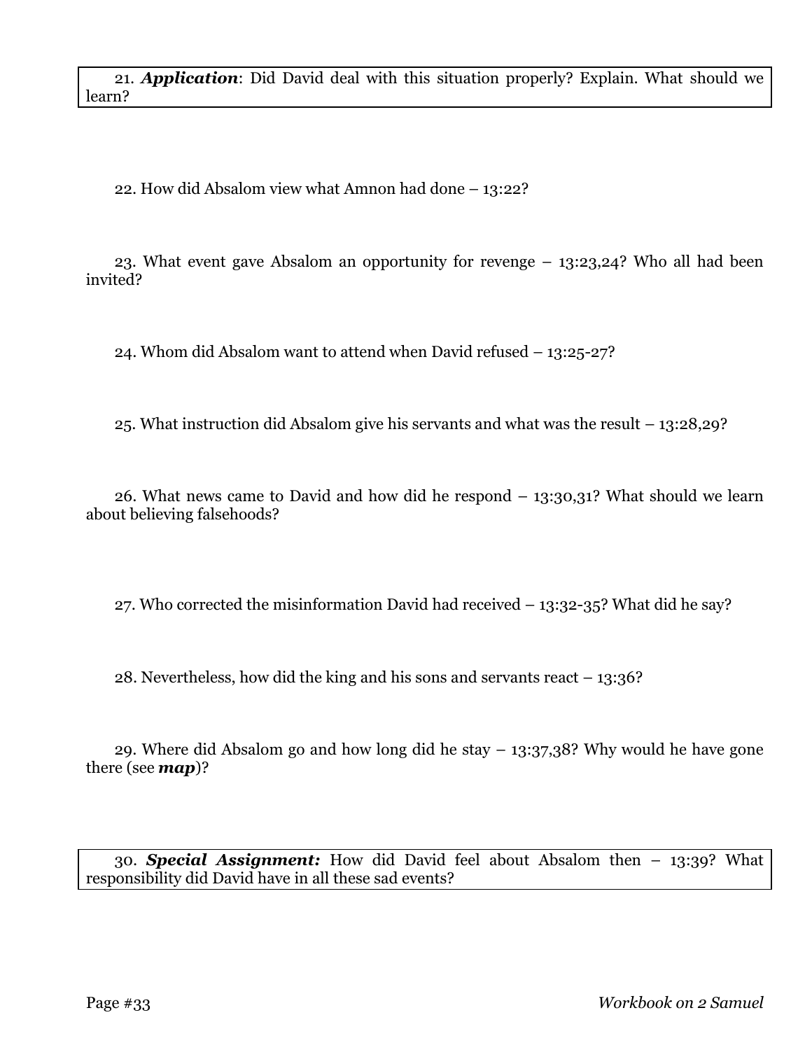21. ***Application***: Did David deal with this situation properly? Explain. What should we learn?

22. How did Absalom view what Amnon had done – 13:22?

23. What event gave Absalom an opportunity for revenge – 13:23,24? Who all had been invited?

24. Whom did Absalom want to attend when David refused – 13:25-27?

25. What instruction did Absalom give his servants and what was the result – 13:28,29?

26. What news came to David and how did he respond – 13:30,31? What should we learn about believing falsehoods?

27. Who corrected the misinformation David had received – 13:32-35? What did he say?

28. Nevertheless, how did the king and his sons and servants react – 13:36?

29. Where did Absalom go and how long did he stay – 13:37,38? Why would he have gone there (see ***map***)?

30. ***Special Assignment:*** How did David feel about Absalom then – 13:39? What responsibility did David have in all these sad events?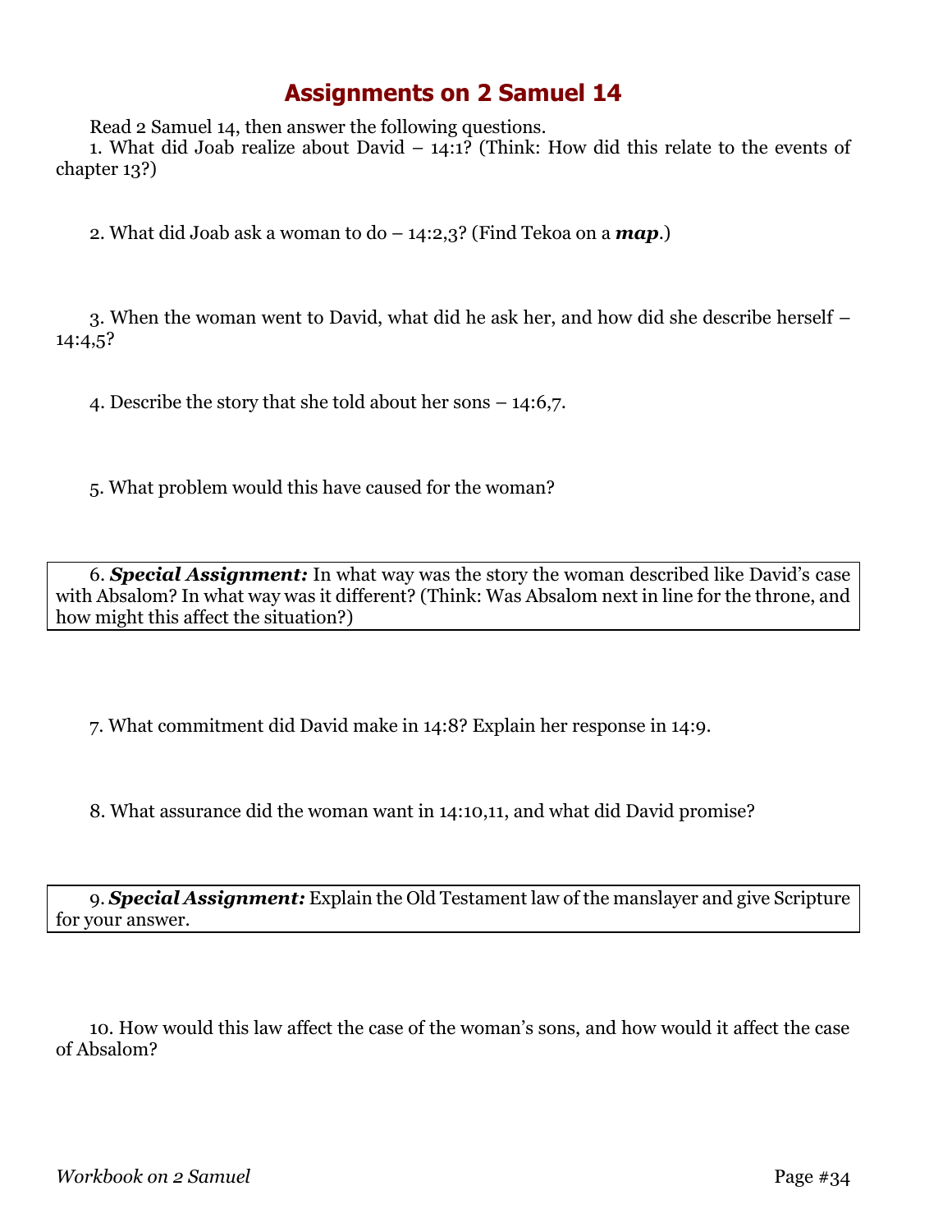# Assignments on 2 Samuel 14

Read 2 Samuel 14, then answer the following questions.

1. What did Joab realize about David – 14:1? (Think: How did this relate to the events of chapter 13?)

2. What did Joab ask a woman to do – 14:2,3? (Find Tekoa on a ***map***.)

3. When the woman went to David, what did he ask her, and how did she describe herself – 14:4,5?

4. Describe the story that she told about her sons – 14:6,7.

5. What problem would this have caused for the woman?

6. ***Special Assignment:*** In what way was the story the woman described like David's case with Absalom? In what way was it different? (Think: Was Absalom next in line for the throne, and how might this affect the situation?)

7. What commitment did David make in 14:8? Explain her response in 14:9.

8. What assurance did the woman want in 14:10,11, and what did David promise?

9. ***Special Assignment:*** Explain the Old Testament law of the manslayer and give Scripture for your answer.

10. How would this law affect the case of the woman's sons, and how would it affect the case of Absalom?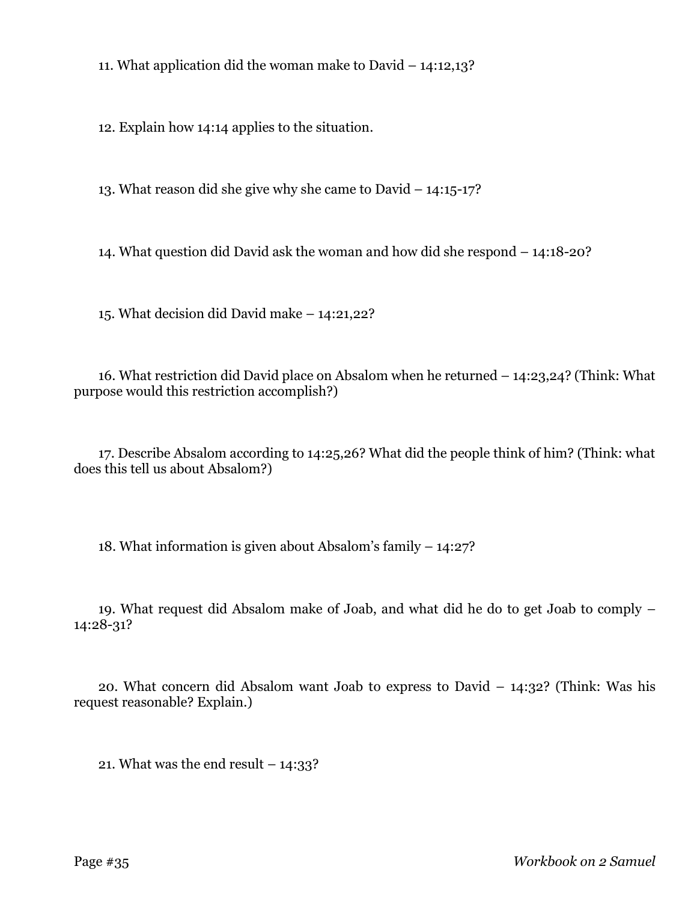11. What application did the woman make to David – 14:12,13?

12. Explain how 14:14 applies to the situation.

13. What reason did she give why she came to David – 14:15-17?

14. What question did David ask the woman and how did she respond – 14:18-20?

15. What decision did David make – 14:21,22?

16. What restriction did David place on Absalom when he returned – 14:23,24? (Think: What purpose would this restriction accomplish?)

17. Describe Absalom according to 14:25,26? What did the people think of him? (Think: what does this tell us about Absalom?)

18. What information is given about Absalom's family – 14:27?

19. What request did Absalom make of Joab, and what did he do to get Joab to comply – 14:28-31?

20. What concern did Absalom want Joab to express to David – 14:32? (Think: Was his request reasonable? Explain.)

21. What was the end result – 14:33?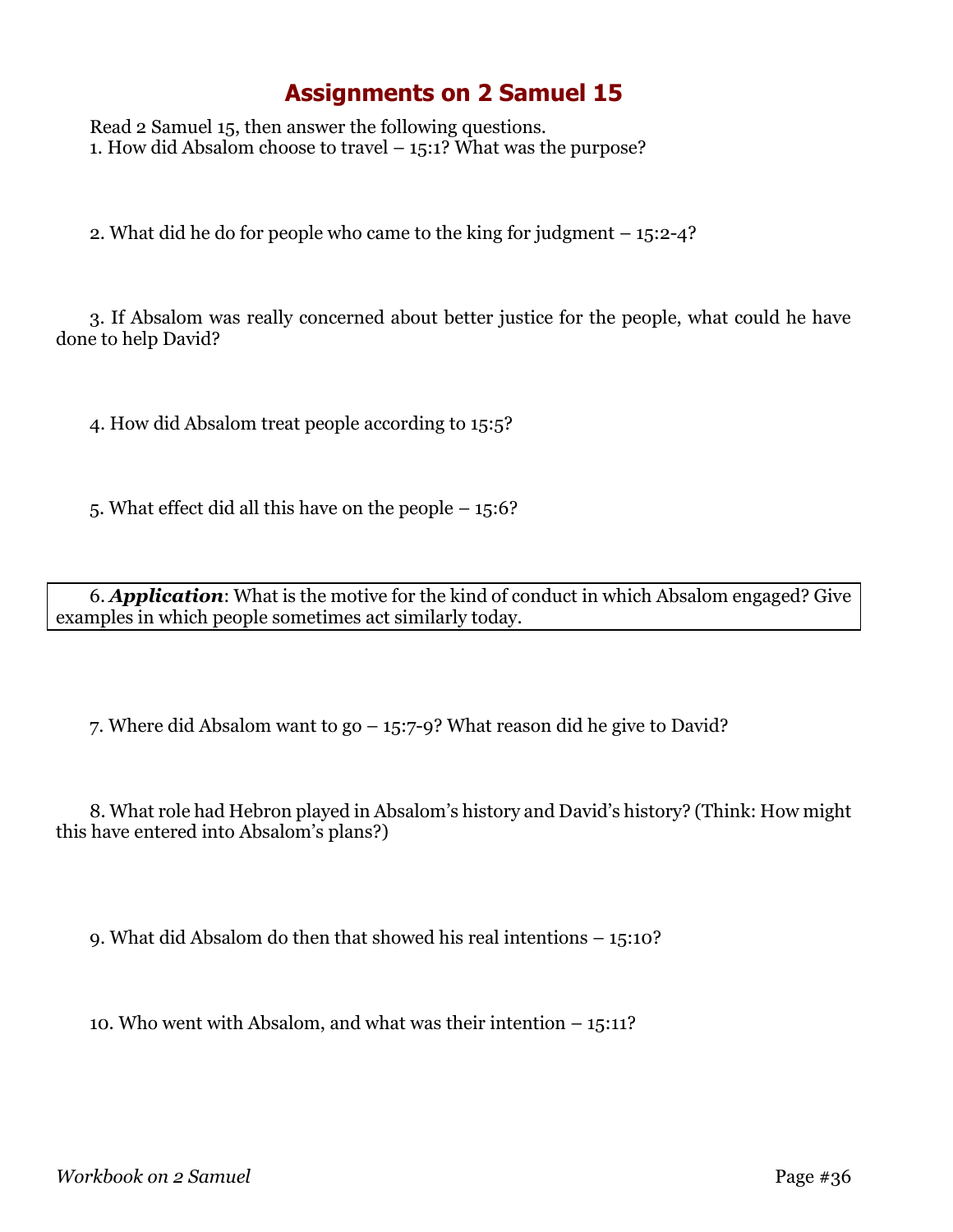# Assignments on 2 Samuel 15

Read 2 Samuel 15, then answer the following questions.

1. How did Absalom choose to travel – 15:1? What was the purpose?

2. What did he do for people who came to the king for judgment – 15:2-4?

3. If Absalom was really concerned about better justice for the people, what could he have done to help David?

4. How did Absalom treat people according to 15:5?

5. What effect did all this have on the people – 15:6?

6. ***Application***: What is the motive for the kind of conduct in which Absalom engaged? Give examples in which people sometimes act similarly today.

7. Where did Absalom want to go – 15:7-9? What reason did he give to David?

8. What role had Hebron played in Absalom's history and David's history? (Think: How might this have entered into Absalom's plans?)

9. What did Absalom do then that showed his real intentions – 15:10?

10. Who went with Absalom, and what was their intention – 15:11?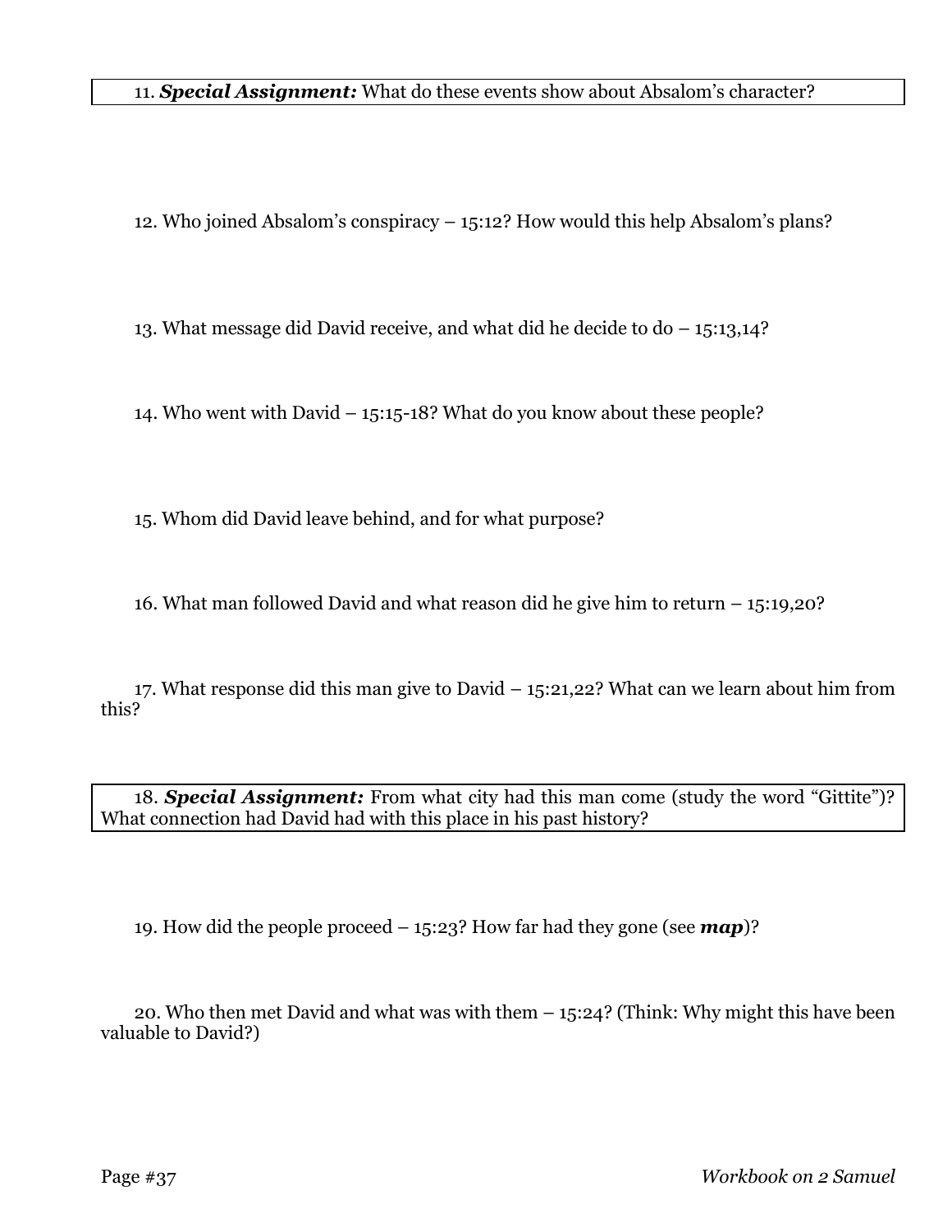11. ***Special Assignment:*** What do these events show about Absalom's character?

12. Who joined Absalom's conspiracy – 15:12? How would this help Absalom's plans?

13. What message did David receive, and what did he decide to do – 15:13,14?

14. Who went with David – 15:15-18? What do you know about these people?

15. Whom did David leave behind, and for what purpose?

16. What man followed David and what reason did he give him to return – 15:19,20?

17. What response did this man give to David – 15:21,22? What can we learn about him from this?

18. ***Special Assignment:*** From what city had this man come (study the word "Gittite")? What connection had David had with this place in his past history?

19. How did the people proceed – 15:23? How far had they gone (see ***map***)?

20. Who then met David and what was with them – 15:24? (Think: Why might this have been valuable to David?)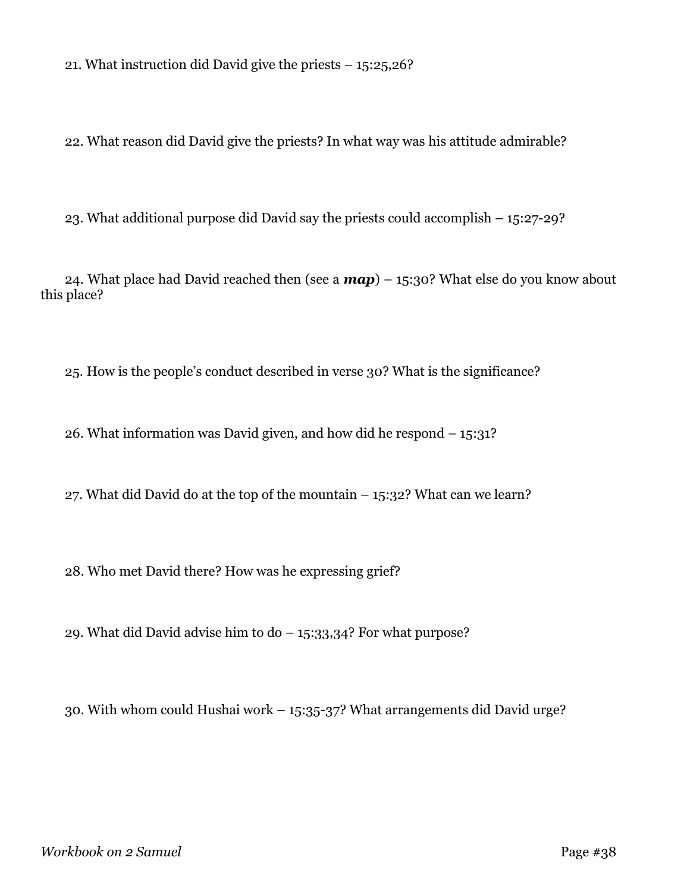21. What instruction did David give the priests – 15:25,26?

22. What reason did David give the priests? In what way was his attitude admirable?

23. What additional purpose did David say the priests could accomplish – 15:27-29?

24. What place had David reached then (see a ***map***) – 15:30? What else do you know about this place?

25. How is the people's conduct described in verse 30? What is the significance?

26. What information was David given, and how did he respond – 15:31?

27. What did David do at the top of the mountain – 15:32? What can we learn?

28. Who met David there? How was he expressing grief?

29. What did David advise him to do – 15:33,34? For what purpose?

30. With whom could Hushai work – 15:35-37? What arrangements did David urge?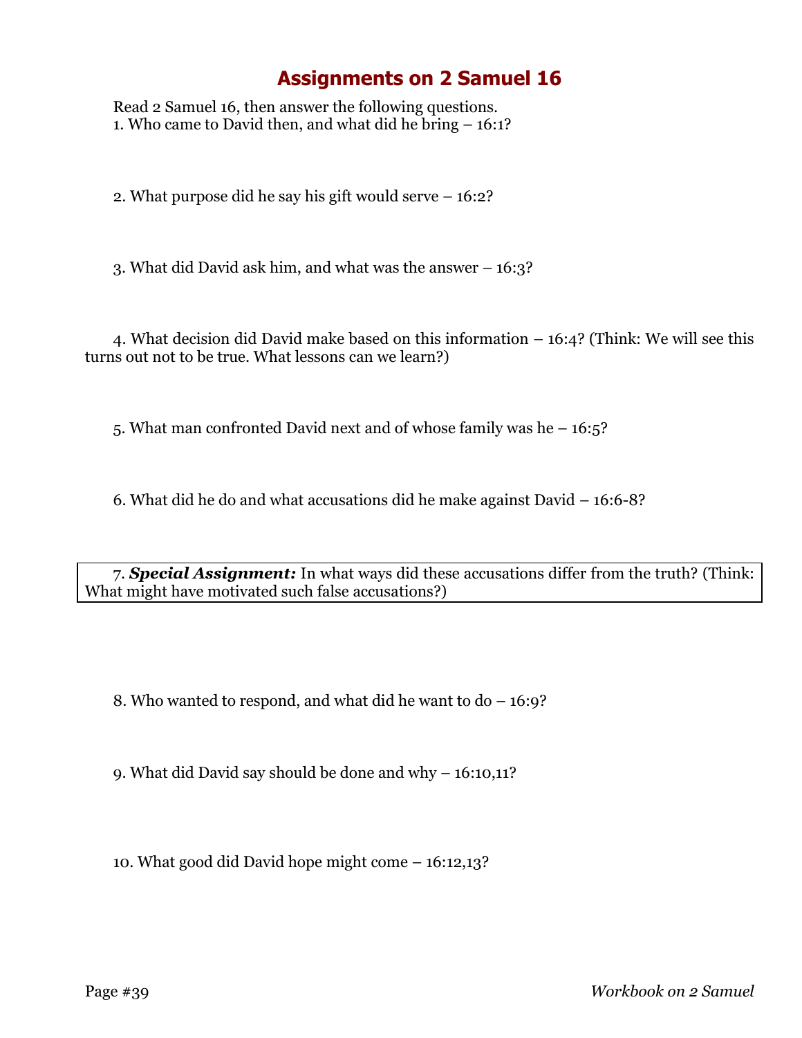# Assignments on 2 Samuel 16

Read 2 Samuel 16, then answer the following questions.

1. Who came to David then, and what did he bring – 16:1?

2. What purpose did he say his gift would serve – 16:2?

3. What did David ask him, and what was the answer – 16:3?

4. What decision did David make based on this information – 16:4? (Think: We will see this turns out not to be true. What lessons can we learn?)

5. What man confronted David next and of whose family was he – 16:5?

6. What did he do and what accusations did he make against David – 16:6-8?

7. ***Special Assignment:*** In what ways did these accusations differ from the truth? (Think: What might have motivated such false accusations?)

8. Who wanted to respond, and what did he want to do – 16:9?

9. What did David say should be done and why – 16:10,11?

10. What good did David hope might come – 16:12,13?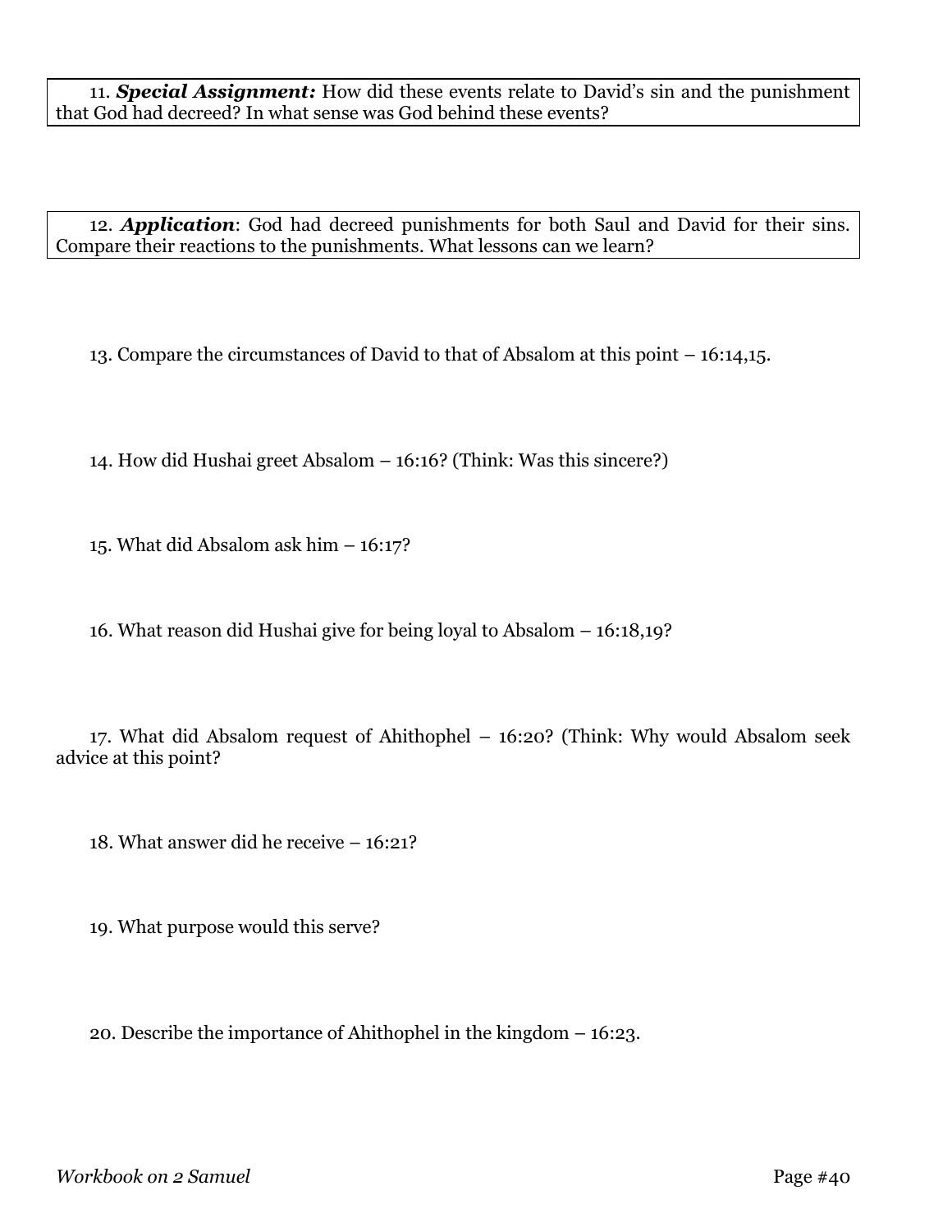11. ***Special Assignment:*** How did these events relate to David's sin and the punishment that God had decreed? In what sense was God behind these events?

12. ***Application***: God had decreed punishments for both Saul and David for their sins. Compare their reactions to the punishments. What lessons can we learn?

13. Compare the circumstances of David to that of Absalom at this point – 16:14,15.

14. How did Hushai greet Absalom – 16:16? (Think: Was this sincere?)

15. What did Absalom ask him – 16:17?

16. What reason did Hushai give for being loyal to Absalom – 16:18,19?

17. What did Absalom request of Ahithophel – 16:20? (Think: Why would Absalom seek advice at this point?

18. What answer did he receive – 16:21?

19. What purpose would this serve?

20. Describe the importance of Ahithophel in the kingdom – 16:23.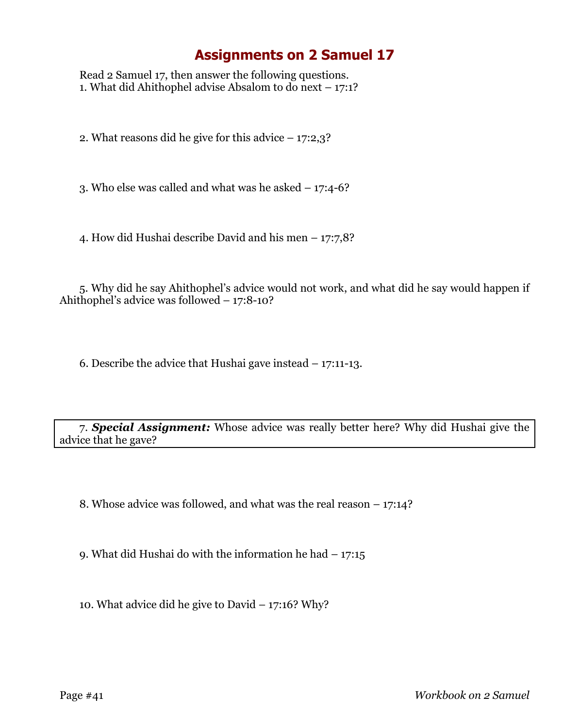# Assignments on 2 Samuel 17

Read 2 Samuel 17, then answer the following questions.

1. What did Ahithophel advise Absalom to do next – 17:1?

2. What reasons did he give for this advice – 17:2,3?

3. Who else was called and what was he asked – 17:4-6?

4. How did Hushai describe David and his men – 17:7,8?

5. Why did he say Ahithophel's advice would not work, and what did he say would happen if Ahithophel's advice was followed – 17:8-10?

6. Describe the advice that Hushai gave instead – 17:11-13.

7. ***Special Assignment:*** Whose advice was really better here? Why did Hushai give the advice that he gave?

8. Whose advice was followed, and what was the real reason – 17:14?

9. What did Hushai do with the information he had – 17:15

10. What advice did he give to David – 17:16? Why?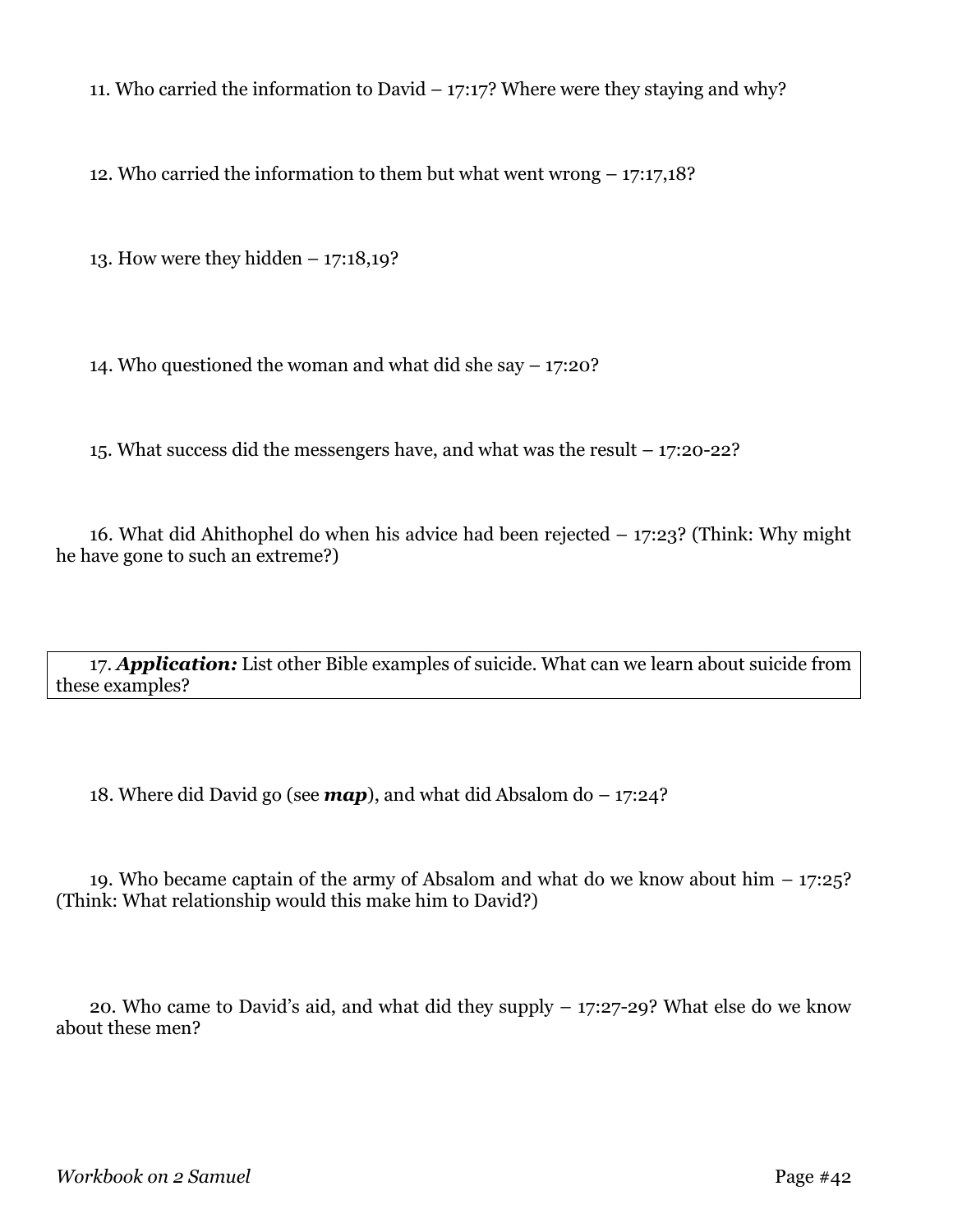11. Who carried the information to David – 17:17? Where were they staying and why?

12. Who carried the information to them but what went wrong – 17:17,18?

13. How were they hidden – 17:18,19?

14. Who questioned the woman and what did she say – 17:20?

15. What success did the messengers have, and what was the result – 17:20-22?

16. What did Ahithophel do when his advice had been rejected – 17:23? (Think: Why might he have gone to such an extreme?)

17. ***Application:*** List other Bible examples of suicide. What can we learn about suicide from these examples?

18. Where did David go (see ***map***), and what did Absalom do – 17:24?

19. Who became captain of the army of Absalom and what do we know about him – 17:25? (Think: What relationship would this make him to David?)

20. Who came to David's aid, and what did they supply – 17:27-29? What else do we know about these men?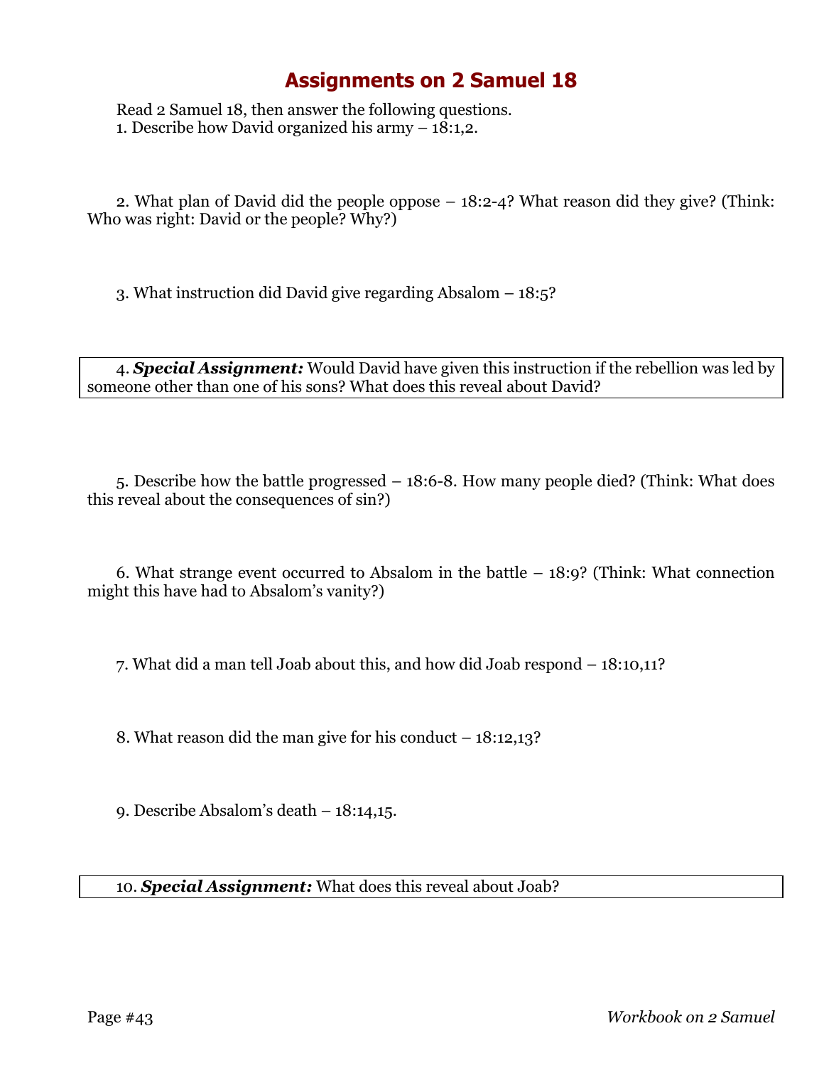# Assignments on 2 Samuel 18

Read 2 Samuel 18, then answer the following questions.

1. Describe how David organized his army – 18:1,2.

2. What plan of David did the people oppose – 18:2-4? What reason did they give? (Think: Who was right: David or the people? Why?)

3. What instruction did David give regarding Absalom – 18:5?

4. ***Special Assignment:*** Would David have given this instruction if the rebellion was led by someone other than one of his sons? What does this reveal about David?

5. Describe how the battle progressed – 18:6-8. How many people died? (Think: What does this reveal about the consequences of sin?)

6. What strange event occurred to Absalom in the battle – 18:9? (Think: What connection might this have had to Absalom's vanity?)

7. What did a man tell Joab about this, and how did Joab respond – 18:10,11?

8. What reason did the man give for his conduct – 18:12,13?

9. Describe Absalom's death – 18:14,15.

10. ***Special Assignment:*** What does this reveal about Joab?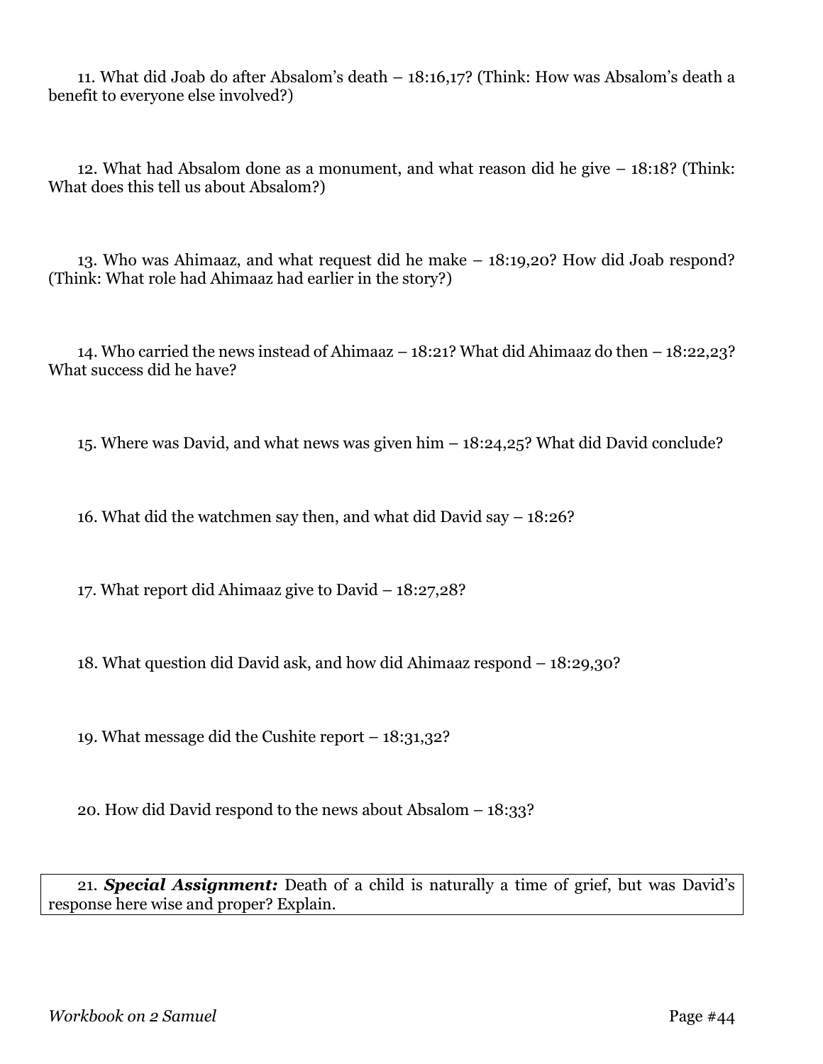11. What did Joab do after Absalom's death – 18:16,17? (Think: How was Absalom's death a benefit to everyone else involved?)

12. What had Absalom done as a monument, and what reason did he give – 18:18? (Think: What does this tell us about Absalom?)

13. Who was Ahimaaz, and what request did he make – 18:19,20? How did Joab respond? (Think: What role had Ahimaaz had earlier in the story?)

14. Who carried the news instead of Ahimaaz – 18:21? What did Ahimaaz do then – 18:22,23? What success did he have?

15. Where was David, and what news was given him – 18:24,25? What did David conclude?

16. What did the watchmen say then, and what did David say – 18:26?

17. What report did Ahimaaz give to David – 18:27,28?

18. What question did David ask, and how did Ahimaaz respond – 18:29,30?

19. What message did the Cushite report – 18:31,32?

20. How did David respond to the news about Absalom – 18:33?

21. ***Special Assignment:*** Death of a child is naturally a time of grief, but was David's response here wise and proper? Explain.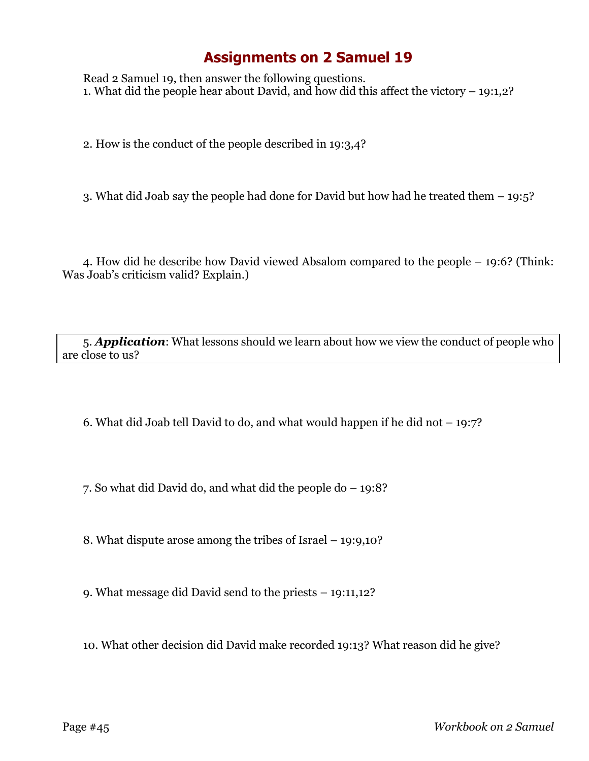# Assignments on 2 Samuel 19

Read 2 Samuel 19, then answer the following questions.

1. What did the people hear about David, and how did this affect the victory – 19:1,2?

2. How is the conduct of the people described in 19:3,4?

3. What did Joab say the people had done for David but how had he treated them – 19:5?

4. How did he describe how David viewed Absalom compared to the people – 19:6? (Think: Was Joab's criticism valid? Explain.)

5. ***Application***: What lessons should we learn about how we view the conduct of people who are close to us?

6. What did Joab tell David to do, and what would happen if he did not – 19:7?

7. So what did David do, and what did the people do – 19:8?

8. What dispute arose among the tribes of Israel – 19:9,10?

9. What message did David send to the priests – 19:11,12?

10. What other decision did David make recorded 19:13? What reason did he give?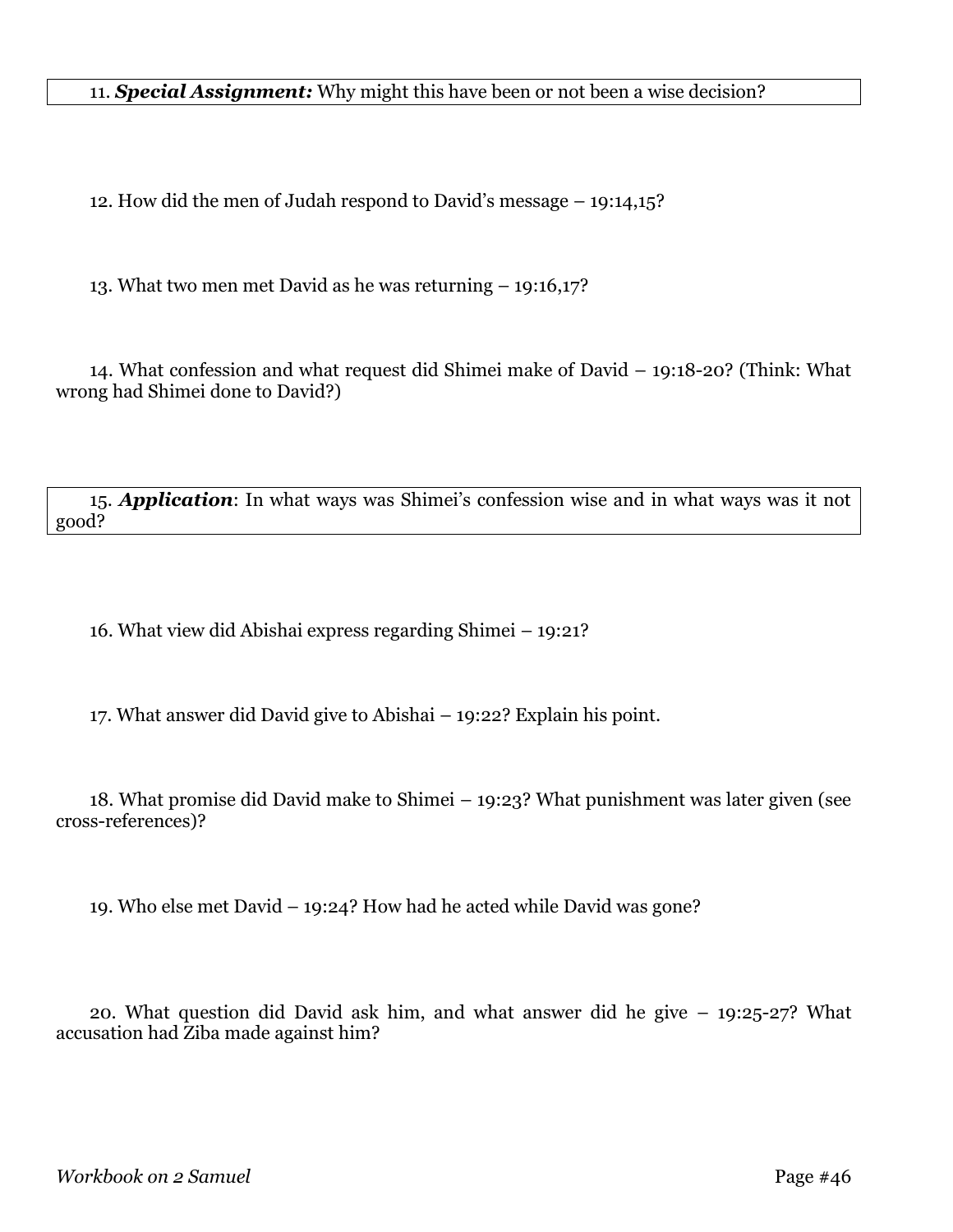11. ***Special Assignment:*** Why might this have been or not been a wise decision?

12. How did the men of Judah respond to David's message – 19:14,15?

13. What two men met David as he was returning – 19:16,17?

14. What confession and what request did Shimei make of David – 19:18-20? (Think: What wrong had Shimei done to David?)

15. ***Application***: In what ways was Shimei's confession wise and in what ways was it not good?

16. What view did Abishai express regarding Shimei – 19:21?

17. What answer did David give to Abishai – 19:22? Explain his point.

18. What promise did David make to Shimei – 19:23? What punishment was later given (see cross-references)?

19. Who else met David – 19:24? How had he acted while David was gone?

20. What question did David ask him, and what answer did he give – 19:25-27? What accusation had Ziba made against him?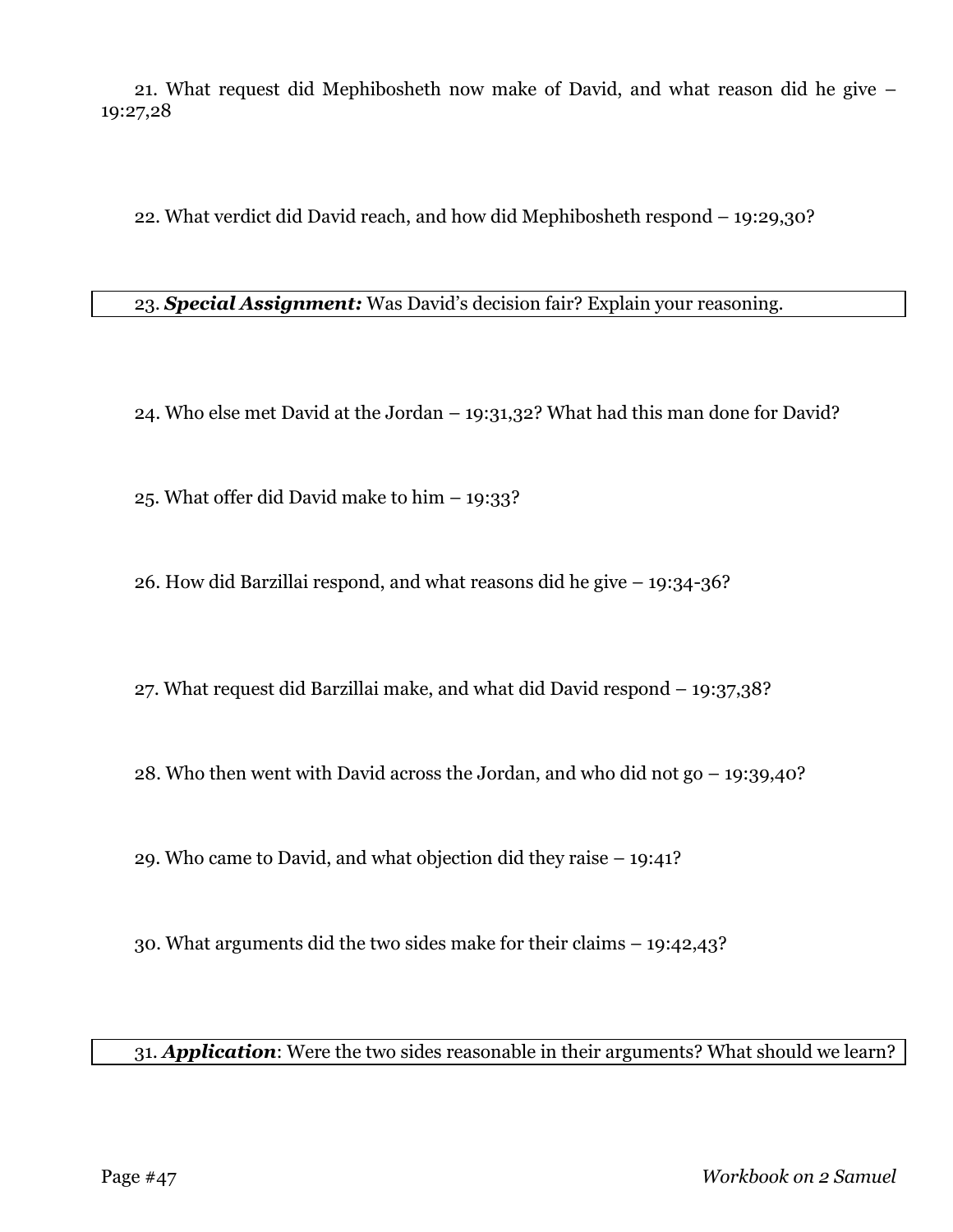21. What request did Mephibosheth now make of David, and what reason did he give – 19:27,28

22. What verdict did David reach, and how did Mephibosheth respond – 19:29,30?

23. ***Special Assignment:*** Was David's decision fair? Explain your reasoning.

24. Who else met David at the Jordan – 19:31,32? What had this man done for David?

25. What offer did David make to him – 19:33?

26. How did Barzillai respond, and what reasons did he give – 19:34-36?

27. What request did Barzillai make, and what did David respond – 19:37,38?

28. Who then went with David across the Jordan, and who did not go – 19:39,40?

29. Who came to David, and what objection did they raise – 19:41?

30. What arguments did the two sides make for their claims – 19:42,43?

31. ***Application***: Were the two sides reasonable in their arguments? What should we learn?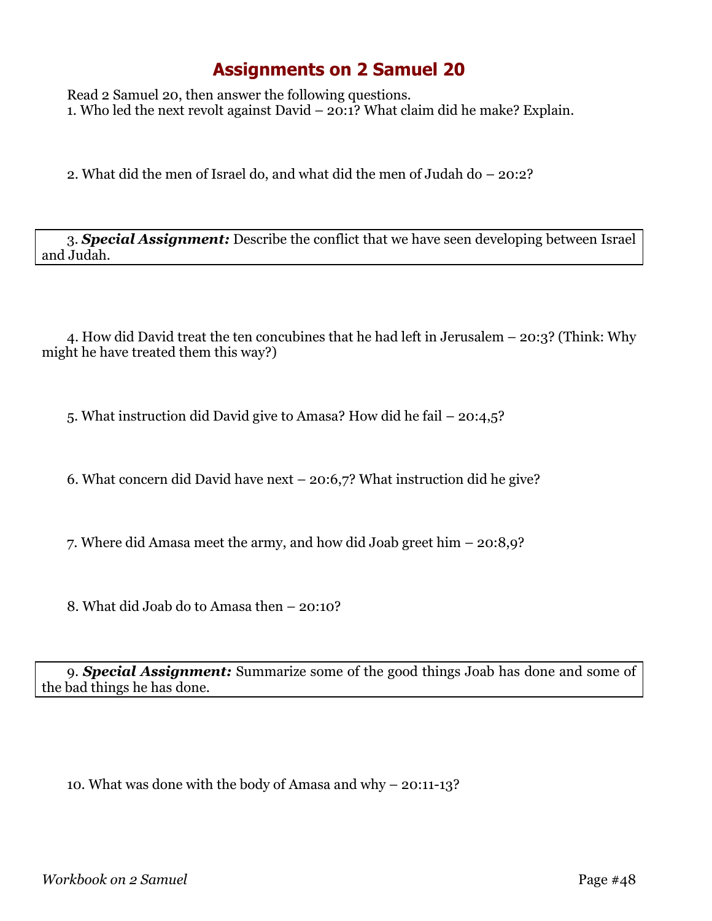# Assignments on 2 Samuel 20

Read 2 Samuel 20, then answer the following questions.

1. Who led the next revolt against David – 20:1? What claim did he make? Explain.

2. What did the men of Israel do, and what did the men of Judah do – 20:2?

3. ***Special Assignment:*** Describe the conflict that we have seen developing between Israel and Judah.

4. How did David treat the ten concubines that he had left in Jerusalem – 20:3? (Think: Why might he have treated them this way?)

5. What instruction did David give to Amasa? How did he fail – 20:4,5?

6. What concern did David have next – 20:6,7? What instruction did he give?

7. Where did Amasa meet the army, and how did Joab greet him – 20:8,9?

8. What did Joab do to Amasa then – 20:10?

9. ***Special Assignment:*** Summarize some of the good things Joab has done and some of the bad things he has done.

10. What was done with the body of Amasa and why – 20:11-13?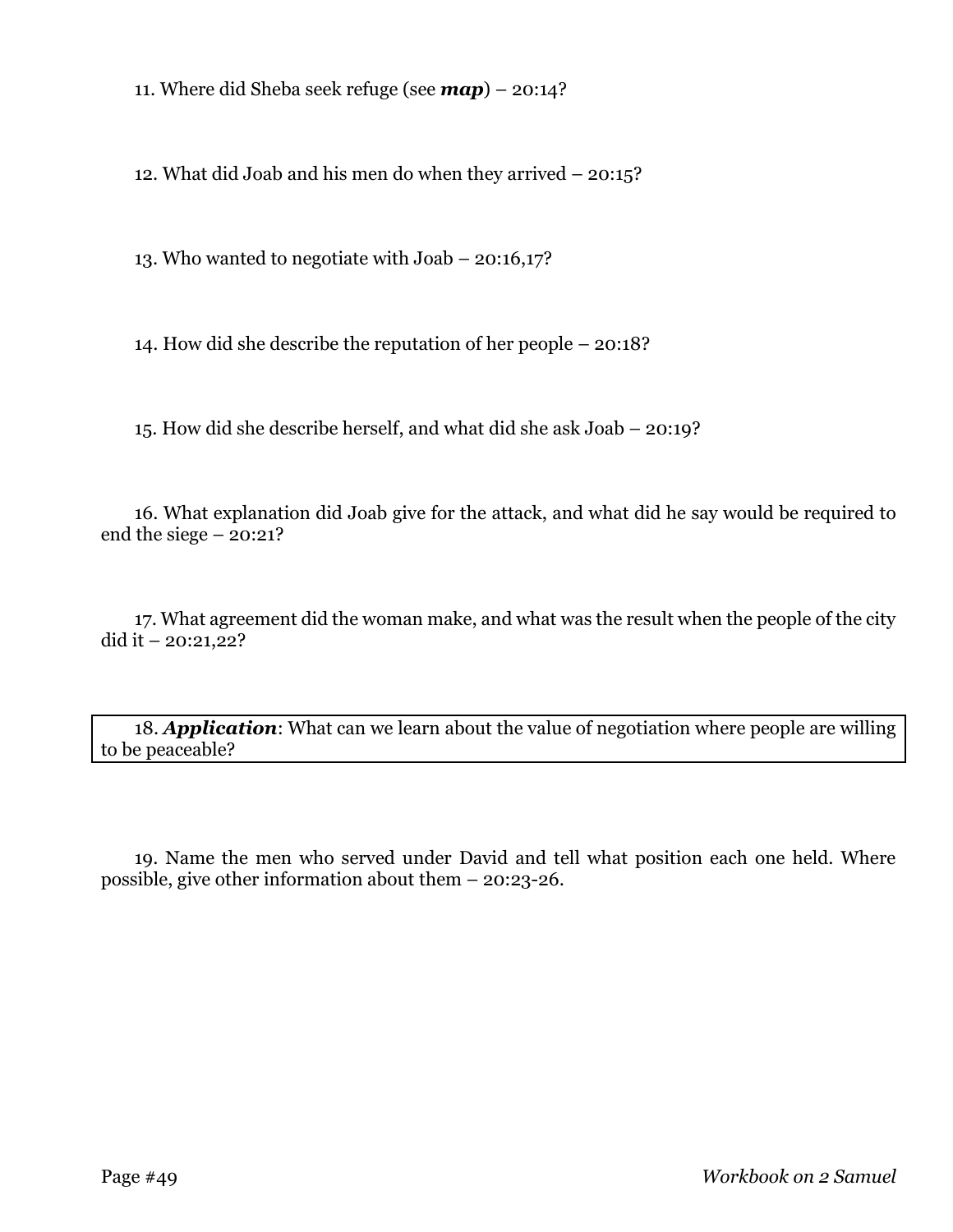11. Where did Sheba seek refuge (see ***map***) – 20:14?

12. What did Joab and his men do when they arrived – 20:15?

13. Who wanted to negotiate with Joab – 20:16,17?

14. How did she describe the reputation of her people – 20:18?

15. How did she describe herself, and what did she ask Joab – 20:19?

16. What explanation did Joab give for the attack, and what did he say would be required to end the siege – 20:21?

17. What agreement did the woman make, and what was the result when the people of the city did it – 20:21,22?

| 18. ***Application***: What can we learn about the value of negotiation where people are willing to be peaceable? |
|---|

19. Name the men who served under David and tell what position each one held. Where possible, give other information about them – 20:23-26.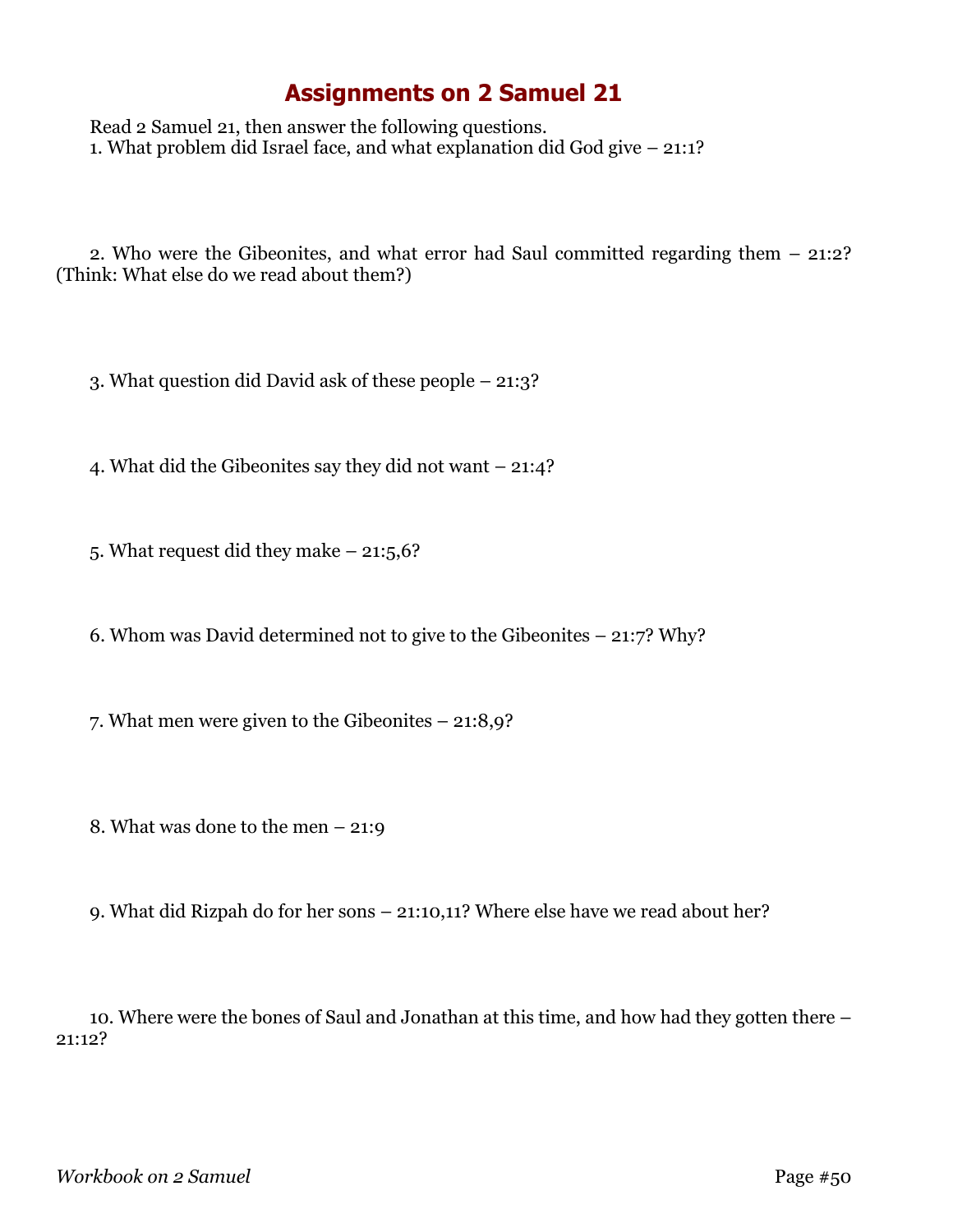# Assignments on 2 Samuel 21

Read 2 Samuel 21, then answer the following questions.

1. What problem did Israel face, and what explanation did God give – 21:1?

2. Who were the Gibeonites, and what error had Saul committed regarding them – 21:2? (Think: What else do we read about them?)

3. What question did David ask of these people – 21:3?

4. What did the Gibeonites say they did not want – 21:4?

5. What request did they make – 21:5,6?

6. Whom was David determined not to give to the Gibeonites – 21:7? Why?

7. What men were given to the Gibeonites – 21:8,9?

8. What was done to the men – 21:9

9. What did Rizpah do for her sons – 21:10,11? Where else have we read about her?

10. Where were the bones of Saul and Jonathan at this time, and how had they gotten there – 21:12?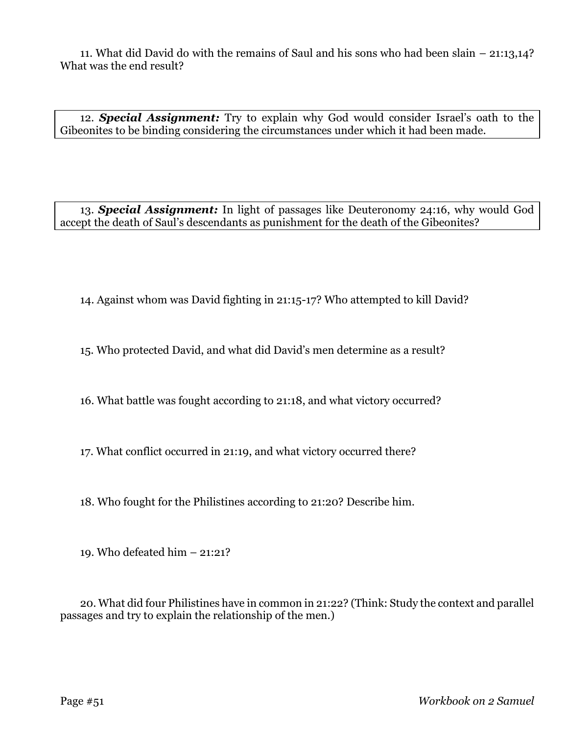11. What did David do with the remains of Saul and his sons who had been slain – 21:13,14? What was the end result?

12. ***Special Assignment:*** Try to explain why God would consider Israel's oath to the Gibeonites to be binding considering the circumstances under which it had been made.

13. ***Special Assignment:*** In light of passages like Deuteronomy 24:16, why would God accept the death of Saul's descendants as punishment for the death of the Gibeonites?

14. Against whom was David fighting in 21:15-17? Who attempted to kill David?

15. Who protected David, and what did David's men determine as a result?

16. What battle was fought according to 21:18, and what victory occurred?

17. What conflict occurred in 21:19, and what victory occurred there?

18. Who fought for the Philistines according to 21:20? Describe him.

19. Who defeated him – 21:21?

20. What did four Philistines have in common in 21:22? (Think: Study the context and parallel passages and try to explain the relationship of the men.)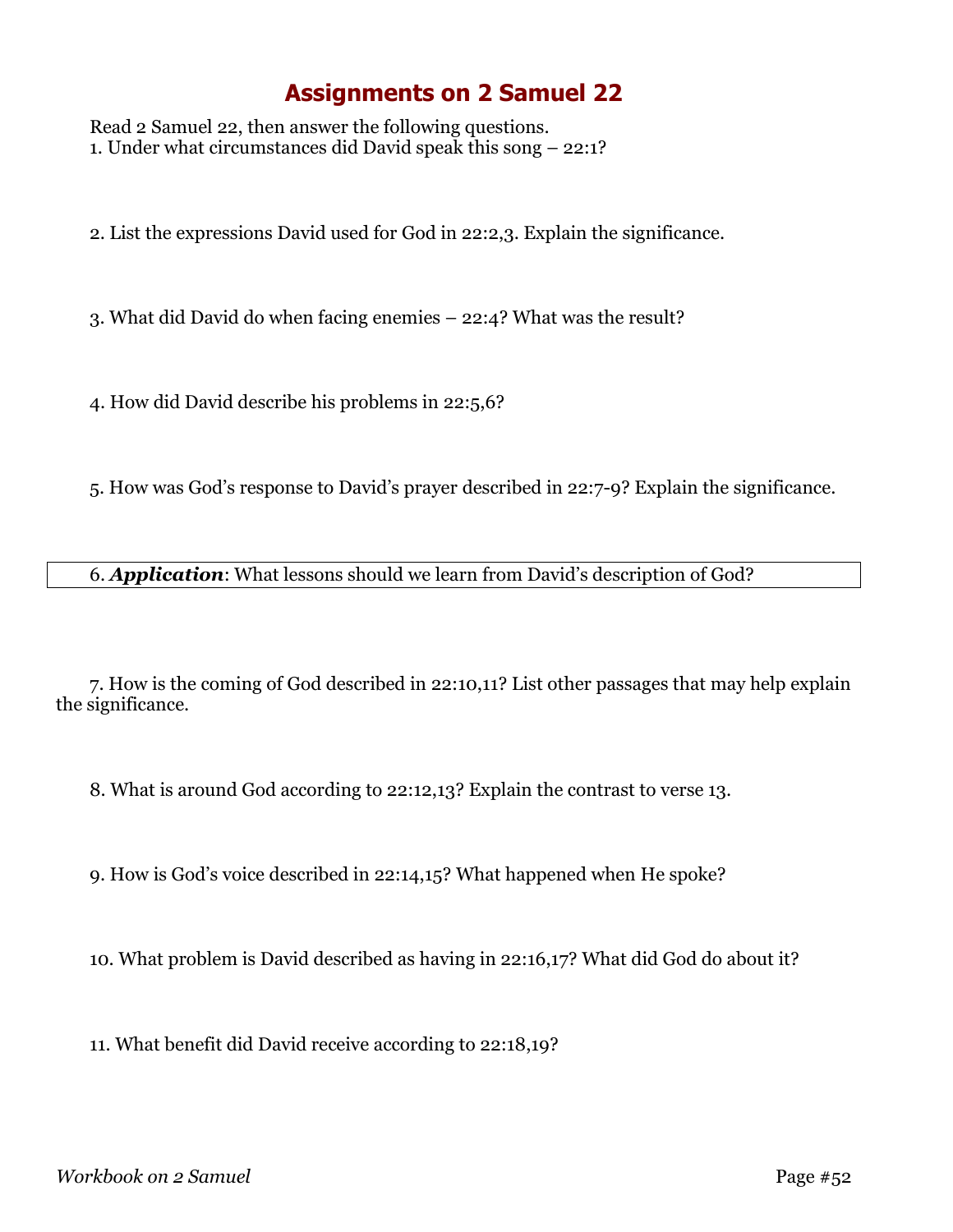# Assignments on 2 Samuel 22

Read 2 Samuel 22, then answer the following questions.

1. Under what circumstances did David speak this song – 22:1?

2. List the expressions David used for God in 22:2,3. Explain the significance.

3. What did David do when facing enemies – 22:4? What was the result?

4. How did David describe his problems in 22:5,6?

5. How was God's response to David's prayer described in 22:7-9? Explain the significance.

6. ***Application***: What lessons should we learn from David's description of God?

7. How is the coming of God described in 22:10,11? List other passages that may help explain the significance.

8. What is around God according to 22:12,13? Explain the contrast to verse 13.

9. How is God's voice described in 22:14,15? What happened when He spoke?

10. What problem is David described as having in 22:16,17? What did God do about it?

11. What benefit did David receive according to 22:18,19?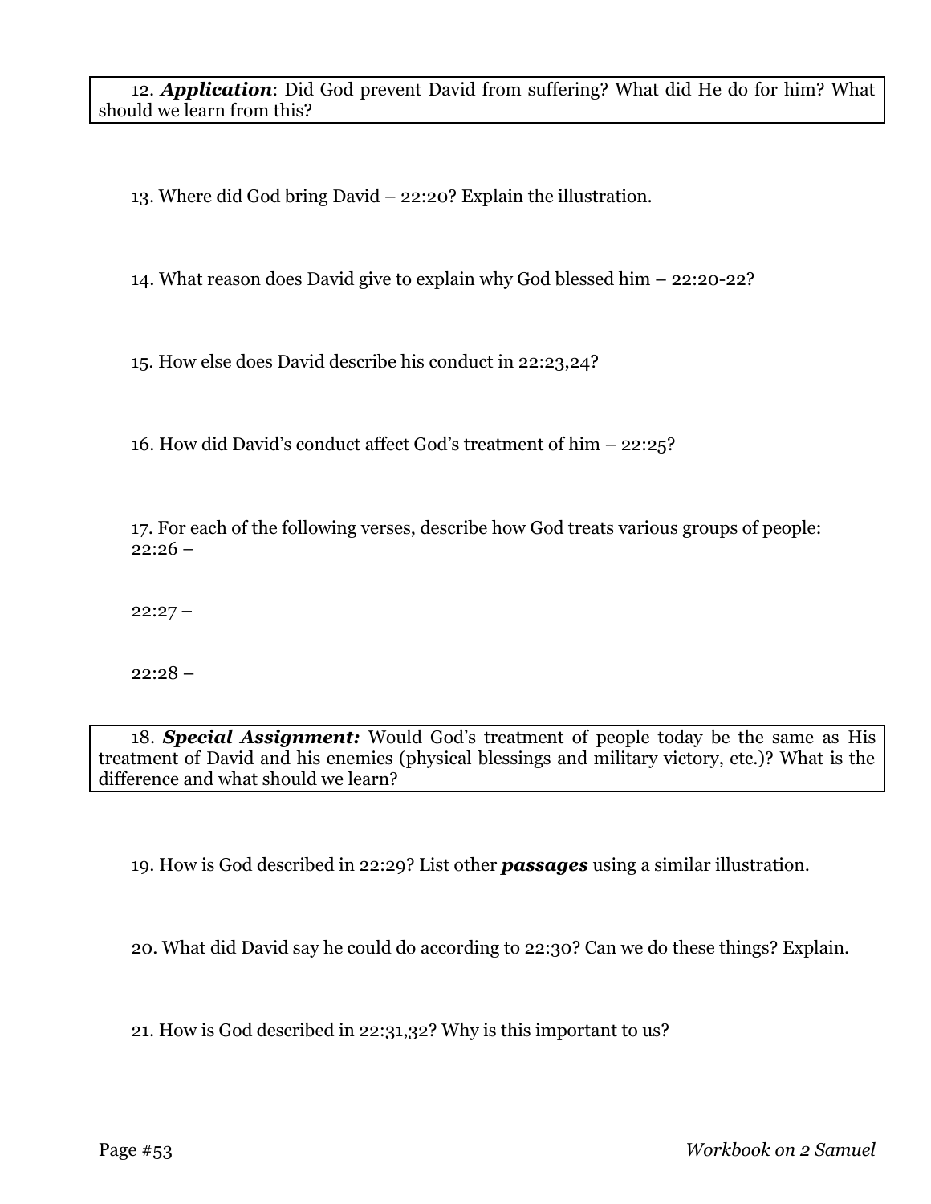12. ***Application***: Did God prevent David from suffering? What did He do for him? What should we learn from this?

13. Where did God bring David – 22:20? Explain the illustration.

14. What reason does David give to explain why God blessed him – 22:20-22?

15. How else does David describe his conduct in 22:23,24?

16. How did David's conduct affect God's treatment of him – 22:25?

17. For each of the following verses, describe how God treats various groups of people:
22:26 –

22:27 –

22:28 –

18. ***Special Assignment:*** Would God's treatment of people today be the same as His treatment of David and his enemies (physical blessings and military victory, etc.)? What is the difference and what should we learn?

19. How is God described in 22:29? List other ***passages*** using a similar illustration.

20. What did David say he could do according to 22:30? Can we do these things? Explain.

21. How is God described in 22:31,32? Why is this important to us?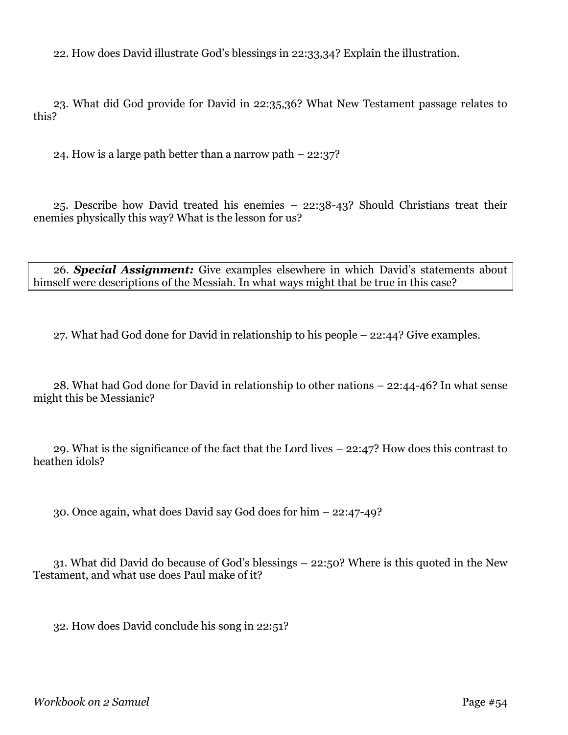22. How does David illustrate God's blessings in 22:33,34? Explain the illustration.

23. What did God provide for David in 22:35,36? What New Testament passage relates to this?

24. How is a large path better than a narrow path – 22:37?

25. Describe how David treated his enemies – 22:38-43? Should Christians treat their enemies physically this way? What is the lesson for us?

26. ***Special Assignment:*** Give examples elsewhere in which David's statements about himself were descriptions of the Messiah. In what ways might that be true in this case?

27. What had God done for David in relationship to his people – 22:44? Give examples.

28. What had God done for David in relationship to other nations – 22:44-46? In what sense might this be Messianic?

29. What is the significance of the fact that the Lord lives – 22:47? How does this contrast to heathen idols?

30. Once again, what does David say God does for him – 22:47-49?

31. What did David do because of God's blessings – 22:50? Where is this quoted in the New Testament, and what use does Paul make of it?

32. How does David conclude his song in 22:51?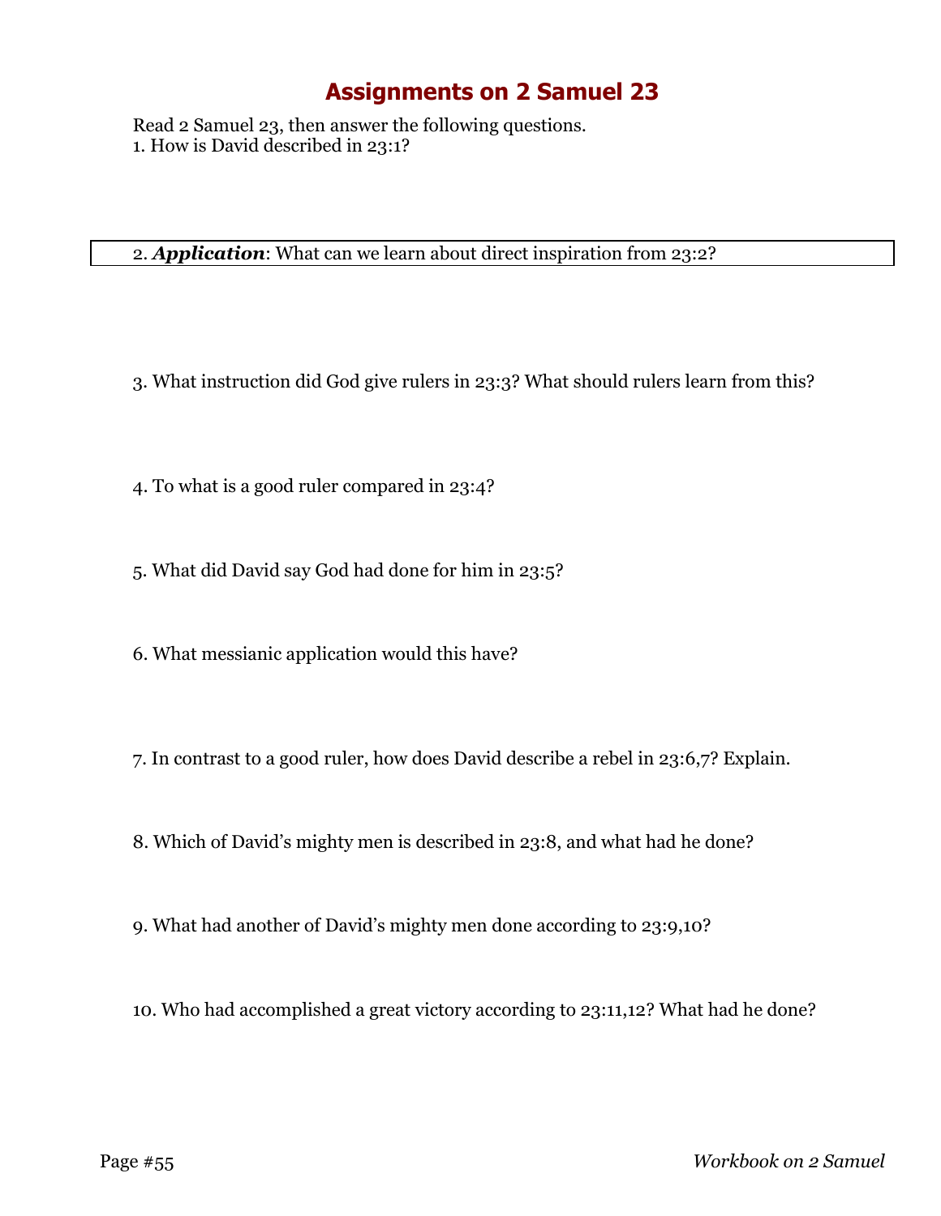# Assignments on 2 Samuel 23

Read 2 Samuel 23, then answer the following questions.

1. How is David described in 23:1?

2. ***Application***: What can we learn about direct inspiration from 23:2?

3. What instruction did God give rulers in 23:3? What should rulers learn from this?

4. To what is a good ruler compared in 23:4?

5. What did David say God had done for him in 23:5?

6. What messianic application would this have?

7. In contrast to a good ruler, how does David describe a rebel in 23:6,7? Explain.

8. Which of David's mighty men is described in 23:8, and what had he done?

9. What had another of David's mighty men done according to 23:9,10?

10. Who had accomplished a great victory according to 23:11,12? What had he done?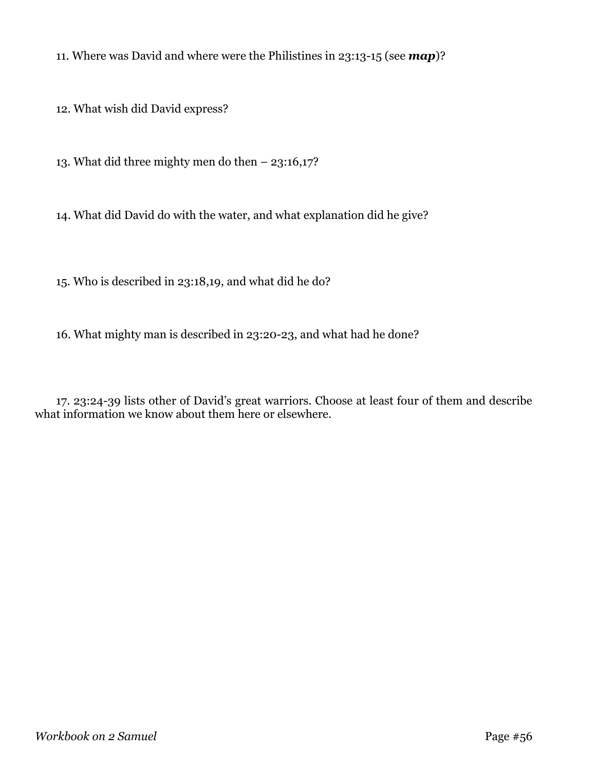11. Where was David and where were the Philistines in 23:13-15 (see ***map***)?

12. What wish did David express?

13. What did three mighty men do then – 23:16,17?

14. What did David do with the water, and what explanation did he give?

15. Who is described in 23:18,19, and what did he do?

16. What mighty man is described in 23:20-23, and what had he done?

17. 23:24-39 lists other of David's great warriors. Choose at least four of them and describe what information we know about them here or elsewhere.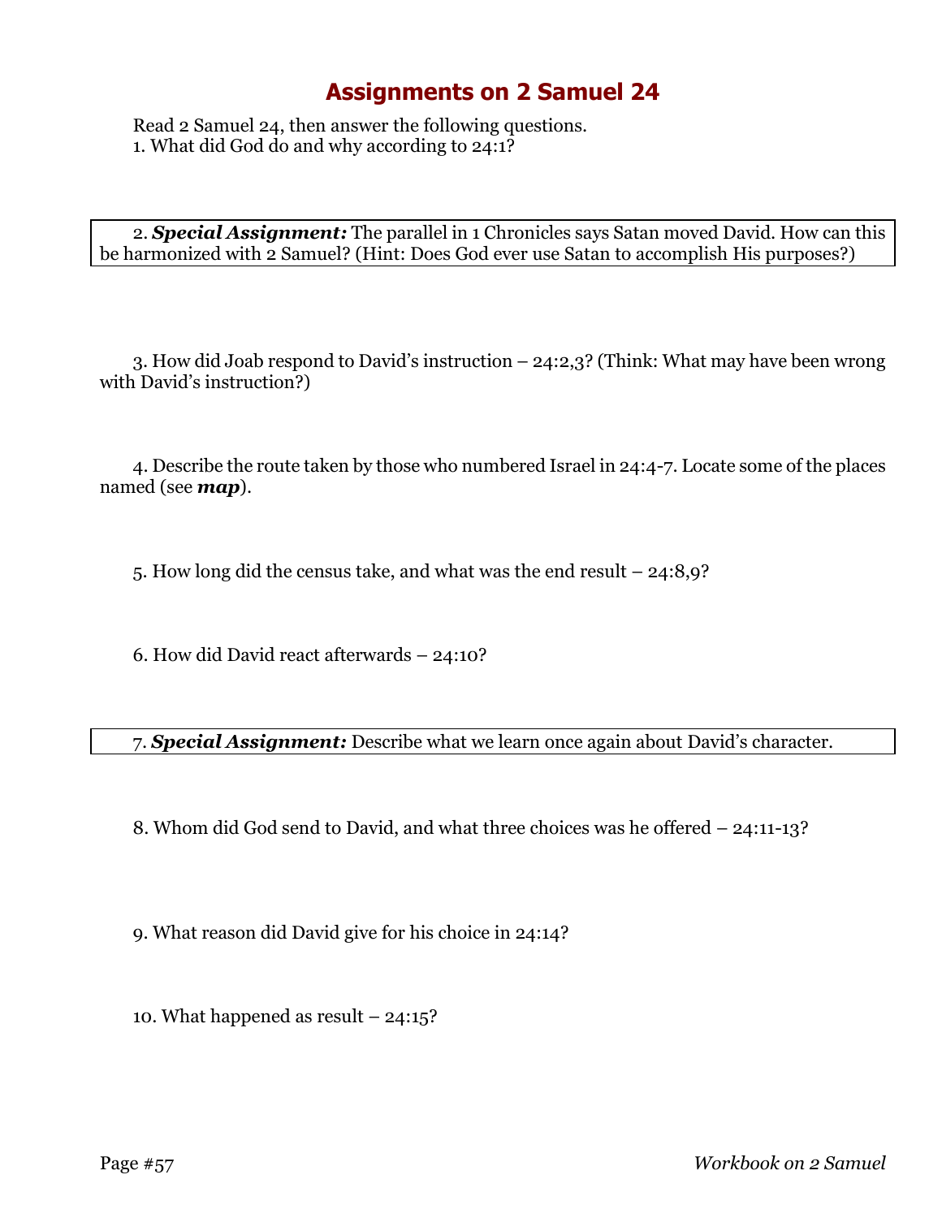# Assignments on 2 Samuel 24

Read 2 Samuel 24, then answer the following questions.

1. What did God do and why according to 24:1?

2. ***Special Assignment:*** The parallel in 1 Chronicles says Satan moved David. How can this be harmonized with 2 Samuel? (Hint: Does God ever use Satan to accomplish His purposes?)

3. How did Joab respond to David's instruction – 24:2,3? (Think: What may have been wrong with David's instruction?)

4. Describe the route taken by those who numbered Israel in 24:4-7. Locate some of the places named (see ***map***).

5. How long did the census take, and what was the end result – 24:8,9?

6. How did David react afterwards – 24:10?

7. ***Special Assignment:*** Describe what we learn once again about David's character.

8. Whom did God send to David, and what three choices was he offered – 24:11-13?

9. What reason did David give for his choice in 24:14?

10. What happened as result – 24:15?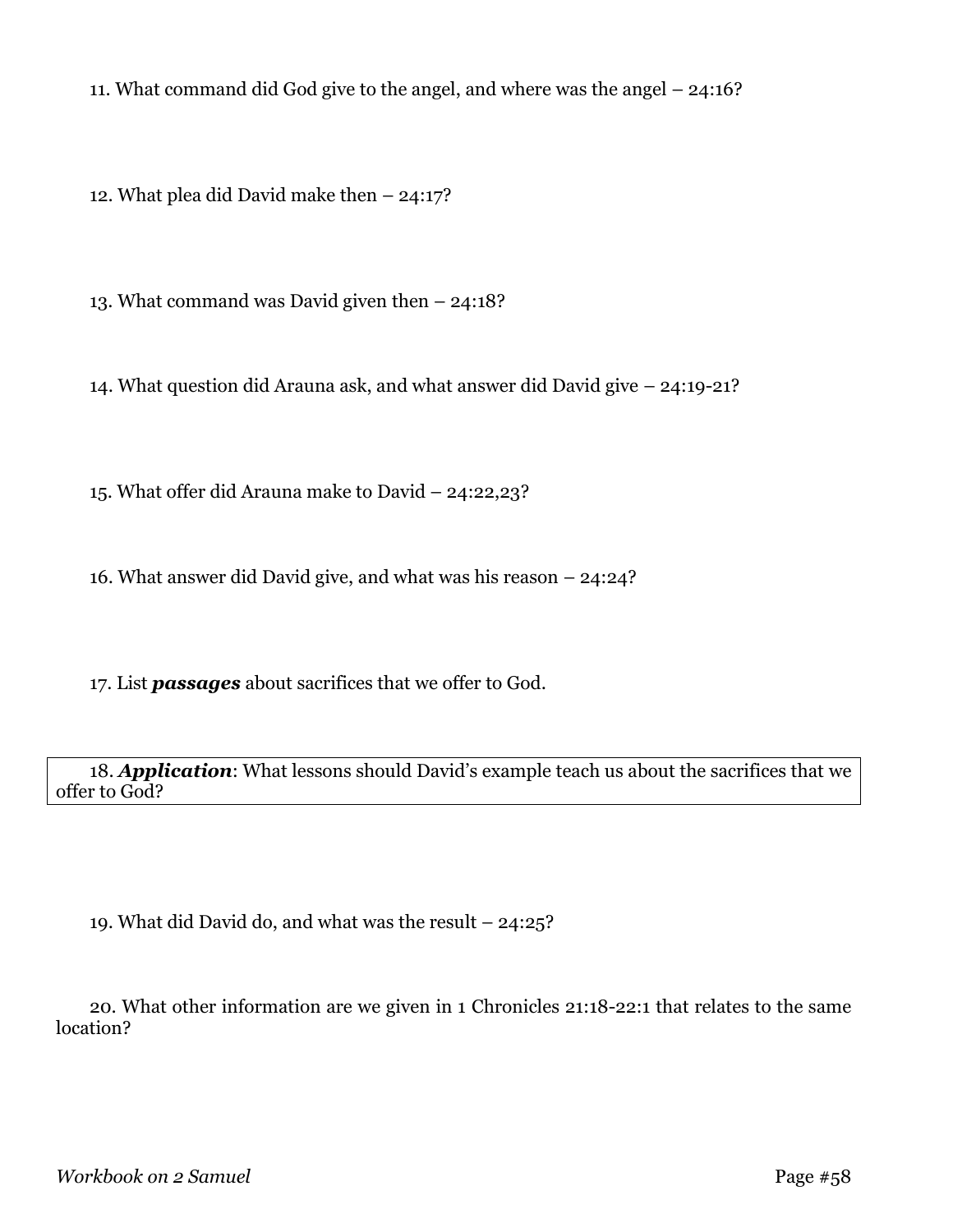11. What command did God give to the angel, and where was the angel – 24:16?

12. What plea did David make then – 24:17?

13. What command was David given then – 24:18?

14. What question did Arauna ask, and what answer did David give – 24:19-21?

15. What offer did Arauna make to David – 24:22,23?

16. What answer did David give, and what was his reason – 24:24?

17. List ***passages*** about sacrifices that we offer to God.

18. ***Application***: What lessons should David's example teach us about the sacrifices that we offer to God?

19. What did David do, and what was the result – 24:25?

20. What other information are we given in 1 Chronicles 21:18-22:1 that relates to the same location?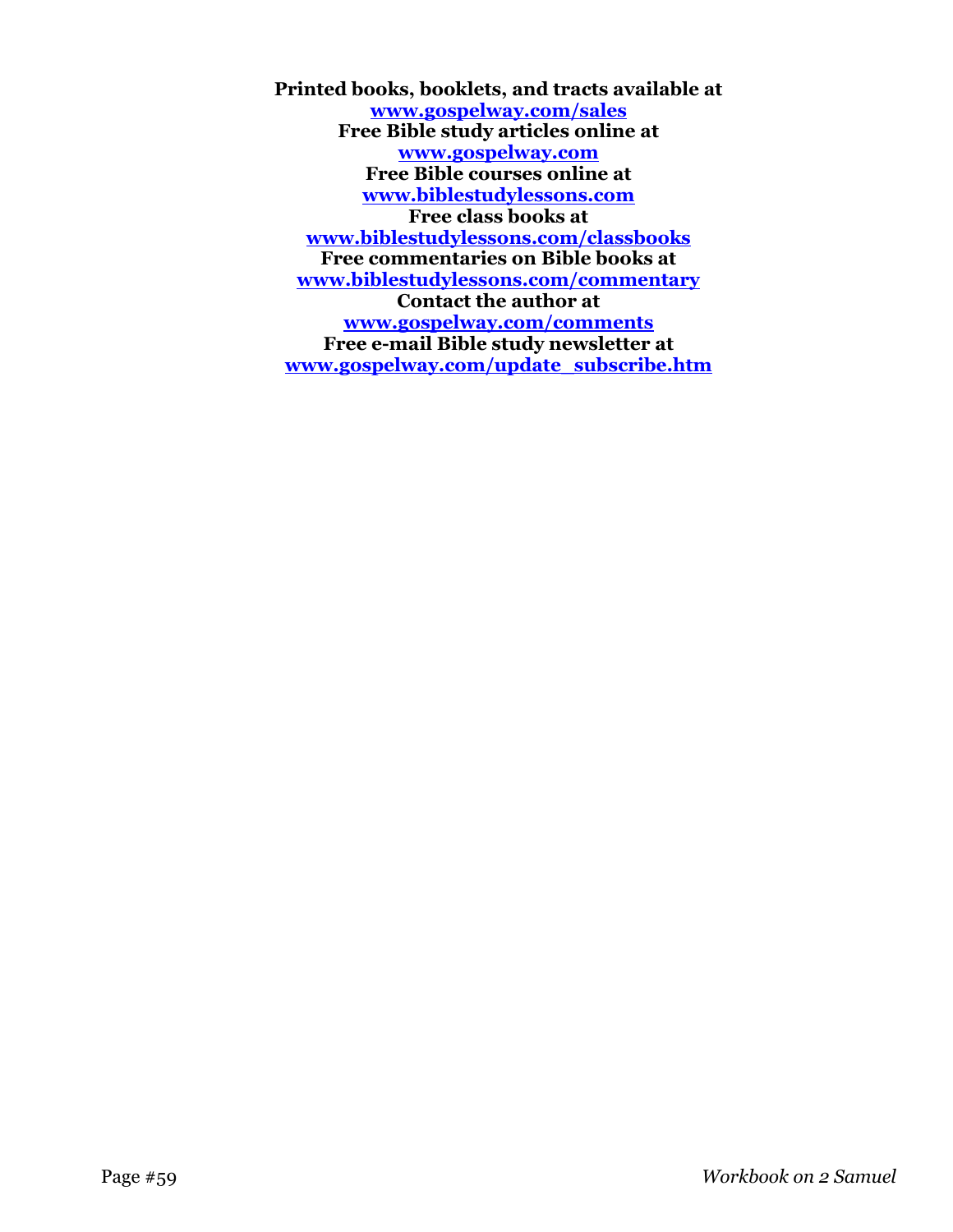**Printed books, booklets, and tracts available at**
**[www.gospelway.com/sales](http://www.gospelway.com/sales)**
**Free Bible study articles online at**
**[www.gospelway.com](http://www.gospelway.com)**
**Free Bible courses online at**
**[www.biblestudylessons.com](http://www.biblestudylessons.com)**
**Free class books at**
**[www.biblestudylessons.com/classbooks](http://www.biblestudylessons.com/classbooks)**
**Free commentaries on Bible books at**
**[www.biblestudylessons.com/commentary](http://www.biblestudylessons.com/commentary)**
**Contact the author at**
**[www.gospelway.com/comments](http://www.gospelway.com/comments)**
**Free e-mail Bible study newsletter at**
**[www.gospelway.com/update_subscribe.htm](http://www.gospelway.com/update_subscribe.htm)**